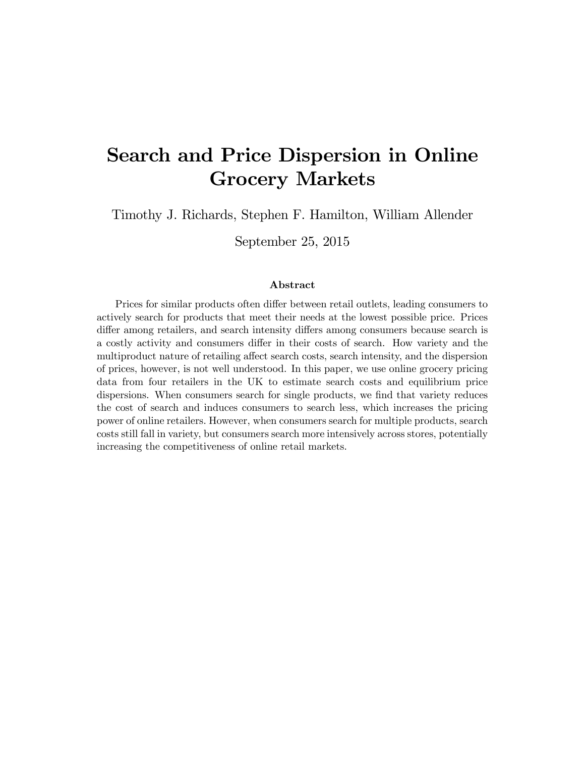# Search and Price Dispersion in Online Grocery Markets

Timothy J. Richards, Stephen F. Hamilton, William Allender

September 25, 2015

### Abstract

Prices for similar products often differ between retail outlets, leading consumers to actively search for products that meet their needs at the lowest possible price. Prices differ among retailers, and search intensity differs among consumers because search is a costly activity and consumers differ in their costs of search. How variety and the multiproduct nature of retailing affect search costs, search intensity, and the dispersion of prices, however, is not well understood. In this paper, we use online grocery pricing data from four retailers in the UK to estimate search costs and equilibrium price dispersions. When consumers search for single products, we find that variety reduces the cost of search and induces consumers to search less, which increases the pricing power of online retailers. However, when consumers search for multiple products, search costs still fall in variety, but consumers search more intensively across stores, potentially increasing the competitiveness of online retail markets.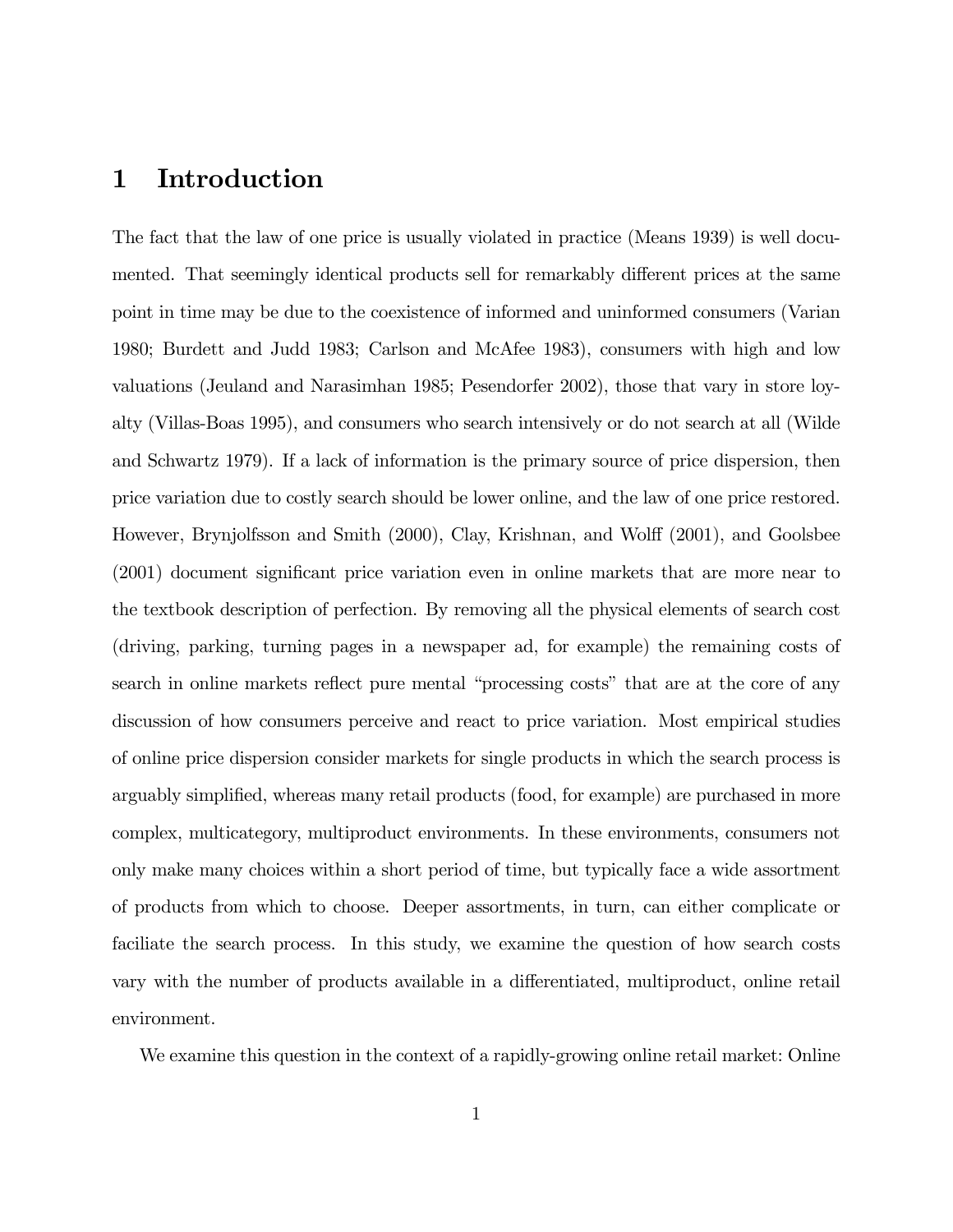# 1 Introduction

The fact that the law of one price is usually violated in practice (Means 1939) is well documented. That seemingly identical products sell for remarkably different prices at the same point in time may be due to the coexistence of informed and uninformed consumers (Varian 1980; Burdett and Judd 1983; Carlson and McAfee 1983), consumers with high and low valuations (Jeuland and Narasimhan 1985; Pesendorfer 2002), those that vary in store loyalty (Villas-Boas 1995), and consumers who search intensively or do not search at all (Wilde and Schwartz 1979). If a lack of information is the primary source of price dispersion, then price variation due to costly search should be lower online, and the law of one price restored. However, Brynjolfsson and Smith (2000), Clay, Krishnan, and Wolff (2001), and Goolsbee (2001) document significant price variation even in online markets that are more near to the textbook description of perfection. By removing all the physical elements of search cost (driving, parking, turning pages in a newspaper ad, for example) the remaining costs of search in online markets reflect pure mental "processing costs" that are at the core of any discussion of how consumers perceive and react to price variation. Most empirical studies of online price dispersion consider markets for single products in which the search process is arguably simplified, whereas many retail products (food, for example) are purchased in more complex, multicategory, multiproduct environments. In these environments, consumers not only make many choices within a short period of time, but typically face a wide assortment of products from which to choose. Deeper assortments, in turn, can either complicate or faciliate the search process. In this study, we examine the question of how search costs vary with the number of products available in a differentiated, multiproduct, online retail environment.

We examine this question in the context of a rapidly-growing online retail market: Online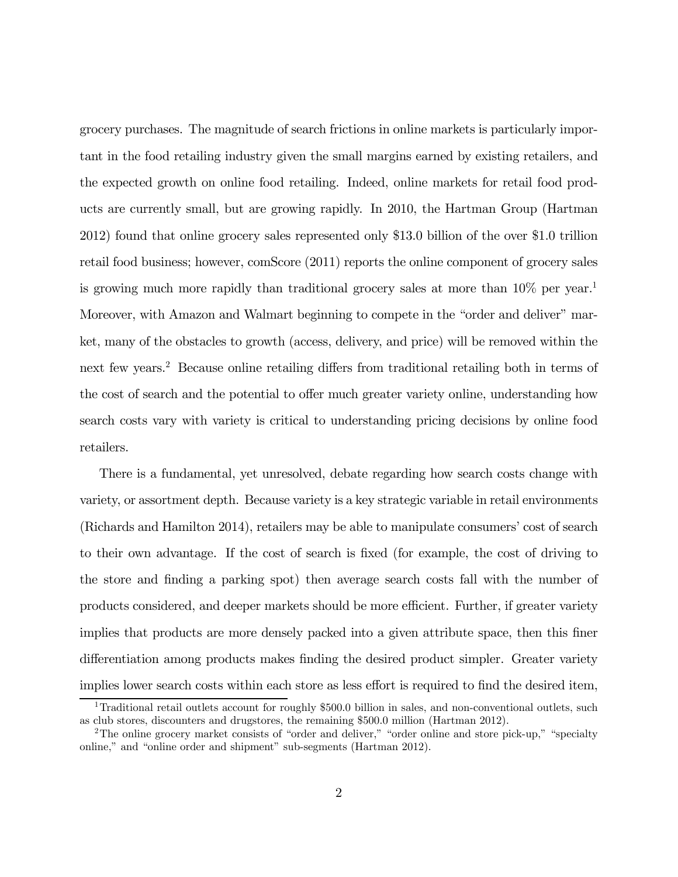grocery purchases. The magnitude of search frictions in online markets is particularly important in the food retailing industry given the small margins earned by existing retailers, and the expected growth on online food retailing. Indeed, online markets for retail food products are currently small, but are growing rapidly. In 2010, the Hartman Group (Hartman 2012) found that online grocery sales represented only \$13.0 billion of the over \$1.0 trillion retail food business; however, comScore (2011) reports the online component of grocery sales is growing much more rapidly than traditional grocery sales at more than 10% per year.[1] Moreover, with Amazon and Walmart beginning to compete in the "order and deliver" market, many of the obstacles to growth (access, delivery, and price) will be removed within the next few years.[2] Because online retailing differs from traditional retailing both in terms of the cost of search and the potential to offer much greater variety online, understanding how search costs vary with variety is critical to understanding pricing decisions by online food retailers.

There is a fundamental, yet unresolved, debate regarding how search costs change with variety, or assortment depth. Because variety is a key strategic variable in retail environments (Richards and Hamilton 2014), retailers may be able to manipulate consumers' cost of search to their own advantage. If the cost of search is fixed (for example, the cost of driving to the store and finding a parking spot) then average search costs fall with the number of products considered, and deeper markets should be more efficient. Further, if greater variety implies that products are more densely packed into a given attribute space, then this finer differentiation among products makes finding the desired product simpler. Greater variety implies lower search costs within each store as less effort is required to find the desired item,

[1] Traditional retail outlets account for roughly \$500.0 billion in sales, and non-conventional outlets, such as club stores, discounters and drugstores, the remaining \$500.0 million (Hartman 2012).

[2] The online grocery market consists of "order and deliver," "order online and store pick-up," "specialty online," and "online order and shipment" sub-segments (Hartman 2012).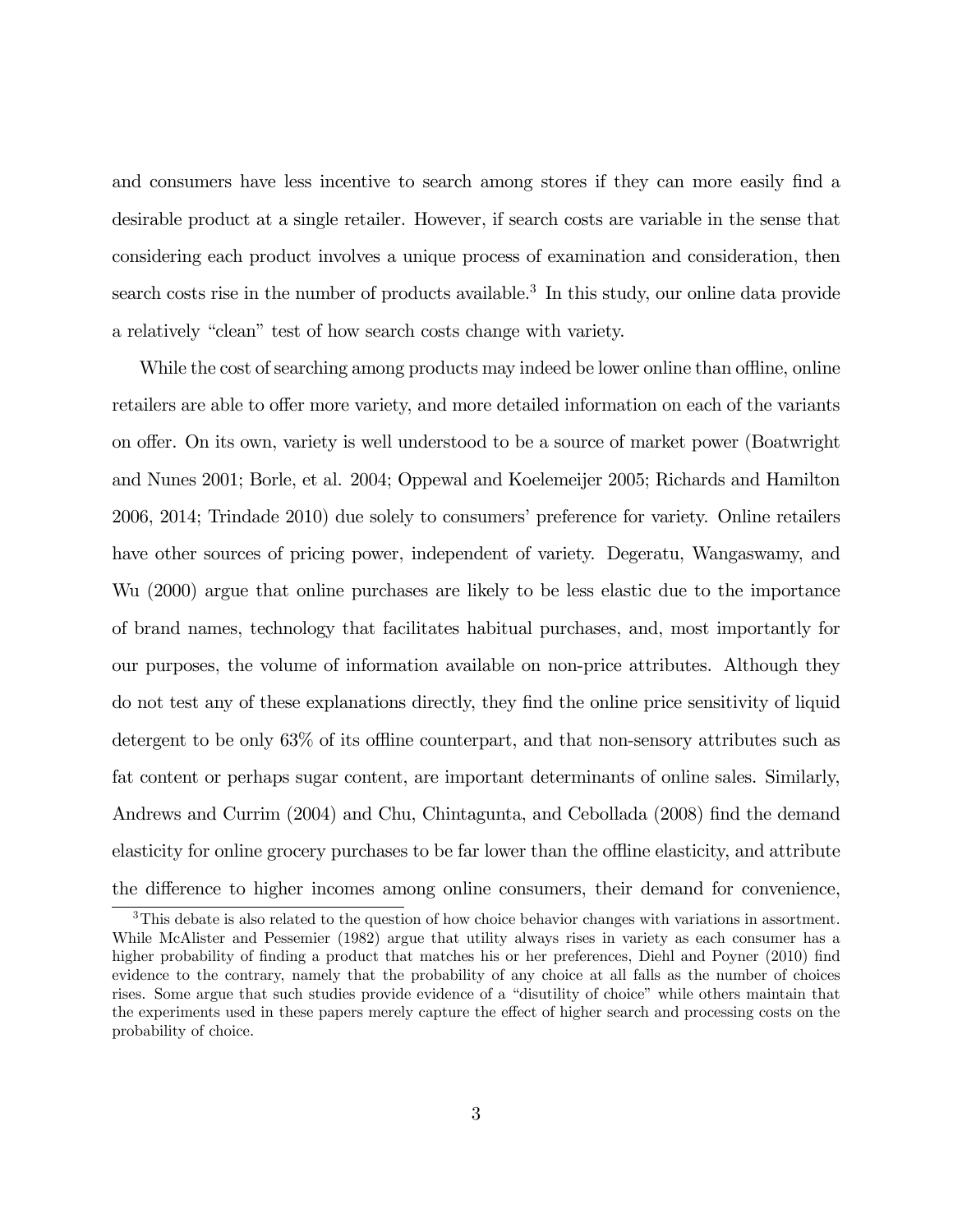and consumers have less incentive to search among stores if they can more easily find a desirable product at a single retailer. However, if search costs are variable in the sense that considering each product involves a unique process of examination and consideration, then search costs rise in the number of products available.[3] In this study, our online data provide a relatively "clean" test of how search costs change with variety.

While the cost of searching among products may indeed be lower online than offline, online retailers are able to offer more variety, and more detailed information on each of the variants on offer. On its own, variety is well understood to be a source of market power (Boatwright and Nunes 2001; Borle, et al. 2004; Oppewal and Koelemeijer 2005; Richards and Hamilton 2006, 2014; Trindade 2010) due solely to consumers' preference for variety. Online retailers have other sources of pricing power, independent of variety. Degeratu, Wangaswamy, and Wu (2000) argue that online purchases are likely to be less elastic due to the importance of brand names, technology that facilitates habitual purchases, and, most importantly for our purposes, the volume of information available on non-price attributes. Although they do not test any of these explanations directly, they find the online price sensitivity of liquid detergent to be only 63% of its offline counterpart, and that non-sensory attributes such as fat content or perhaps sugar content, are important determinants of online sales. Similarly, Andrews and Currim (2004) and Chu, Chintagunta, and Cebollada (2008) find the demand elasticity for online grocery purchases to be far lower than the offline elasticity, and attribute the difference to higher incomes among online consumers, their demand for convenience,

[3] This debate is also related to the question of how choice behavior changes with variations in assortment. While McAlister and Pessemier (1982) argue that utility always rises in variety as each consumer has a higher probability of finding a product that matches his or her preferences, Diehl and Poyner (2010) find evidence to the contrary, namely that the probability of any choice at all falls as the number of choices rises. Some argue that such studies provide evidence of a "disutility of choice" while others maintain that the experiments used in these papers merely capture the effect of higher search and processing costs on the probability of choice.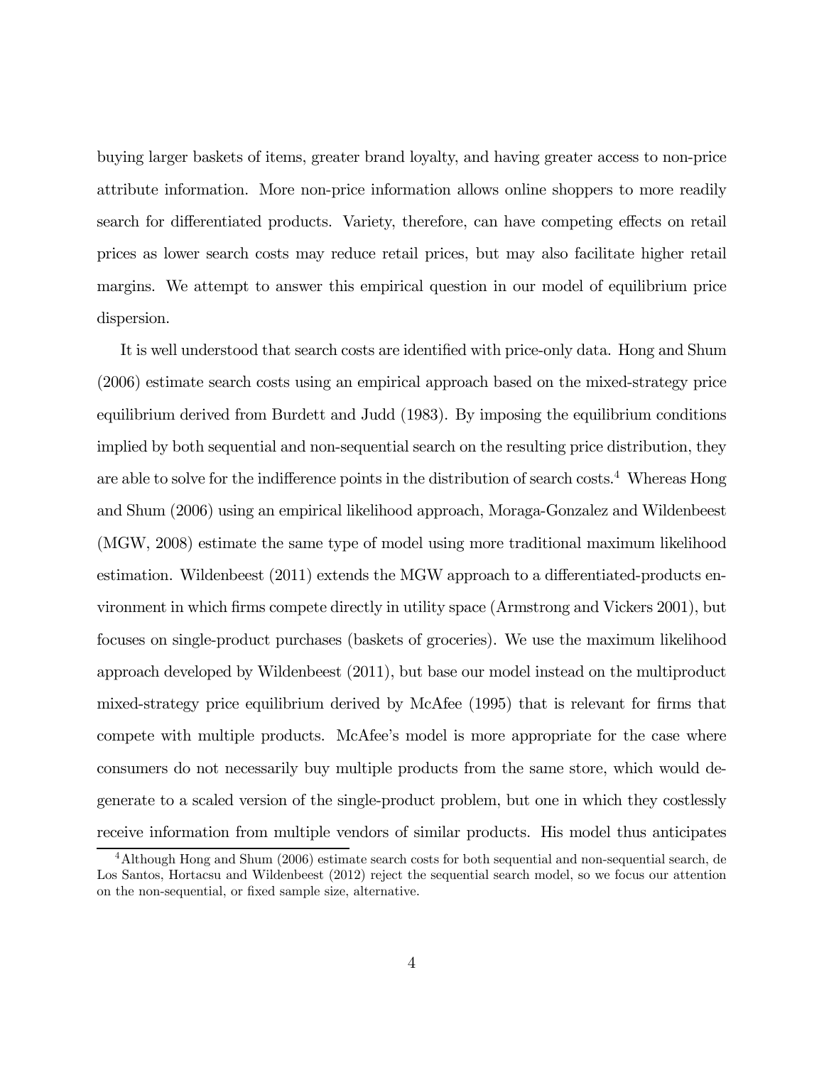buying larger baskets of items, greater brand loyalty, and having greater access to non-price attribute information. More non-price information allows online shoppers to more readily search for differentiated products. Variety, therefore, can have competing effects on retail prices as lower search costs may reduce retail prices, but may also facilitate higher retail margins. We attempt to answer this empirical question in our model of equilibrium price dispersion.

It is well understood that search costs are identified with price-only data. Hong and Shum (2006) estimate search costs using an empirical approach based on the mixed-strategy price equilibrium derived from Burdett and Judd (1983). By imposing the equilibrium conditions implied by both sequential and non-sequential search on the resulting price distribution, they are able to solve for the indifference points in the distribution of search costs.[4] Whereas Hong and Shum (2006) using an empirical likelihood approach, Moraga-Gonzalez and Wildenbeest (MGW, 2008) estimate the same type of model using more traditional maximum likelihood estimation. Wildenbeest (2011) extends the MGW approach to a differentiated-products environment in which firms compete directly in utility space (Armstrong and Vickers 2001), but focuses on single-product purchases (baskets of groceries). We use the maximum likelihood approach developed by Wildenbeest (2011), but base our model instead on the multiproduct mixed-strategy price equilibrium derived by McAfee (1995) that is relevant for firms that compete with multiple products. McAfee's model is more appropriate for the case where consumers do not necessarily buy multiple products from the same store, which would degenerate to a scaled version of the single-product problem, but one in which they costlessly receive information from multiple vendors of similar products. His model thus anticipates

[4]Although Hong and Shum (2006) estimate search costs for both sequential and non-sequential search, de Los Santos, Hortacsu and Wildenbeest (2012) reject the sequential search model, so we focus our attention on the non-sequential, or fixed sample size, alternative.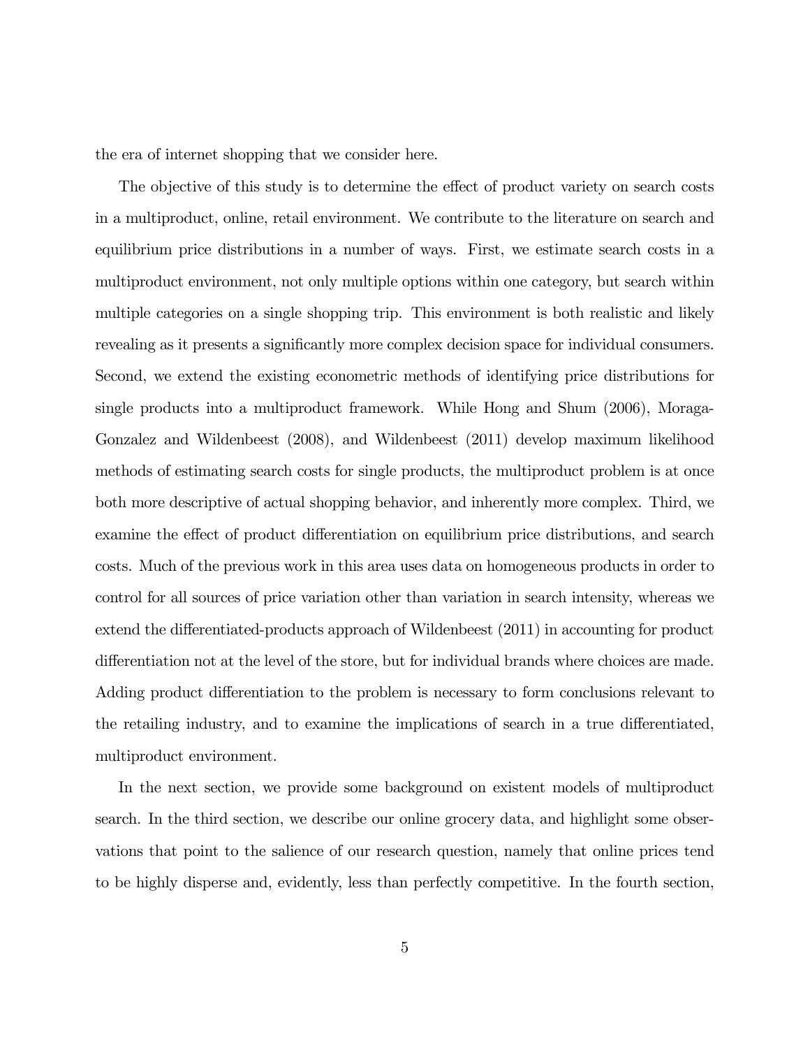the era of internet shopping that we consider here.

The objective of this study is to determine the effect of product variety on search costs in a multiproduct, online, retail environment. We contribute to the literature on search and equilibrium price distributions in a number of ways. First, we estimate search costs in a multiproduct environment, not only multiple options within one category, but search within multiple categories on a single shopping trip. This environment is both realistic and likely revealing as it presents a significantly more complex decision space for individual consumers. Second, we extend the existing econometric methods of identifying price distributions for single products into a multiproduct framework. While Hong and Shum (2006), Moraga-Gonzalez and Wildenbeest (2008), and Wildenbeest (2011) develop maximum likelihood methods of estimating search costs for single products, the multiproduct problem is at once both more descriptive of actual shopping behavior, and inherently more complex. Third, we examine the effect of product differentiation on equilibrium price distributions, and search costs. Much of the previous work in this area uses data on homogeneous products in order to control for all sources of price variation other than variation in search intensity, whereas we extend the differentiated-products approach of Wildenbeest (2011) in accounting for product differentiation not at the level of the store, but for individual brands where choices are made. Adding product differentiation to the problem is necessary to form conclusions relevant to the retailing industry, and to examine the implications of search in a true differentiated, multiproduct environment.

In the next section, we provide some background on existent models of multiproduct search. In the third section, we describe our online grocery data, and highlight some observations that point to the salience of our research question, namely that online prices tend to be highly disperse and, evidently, less than perfectly competitive. In the fourth section,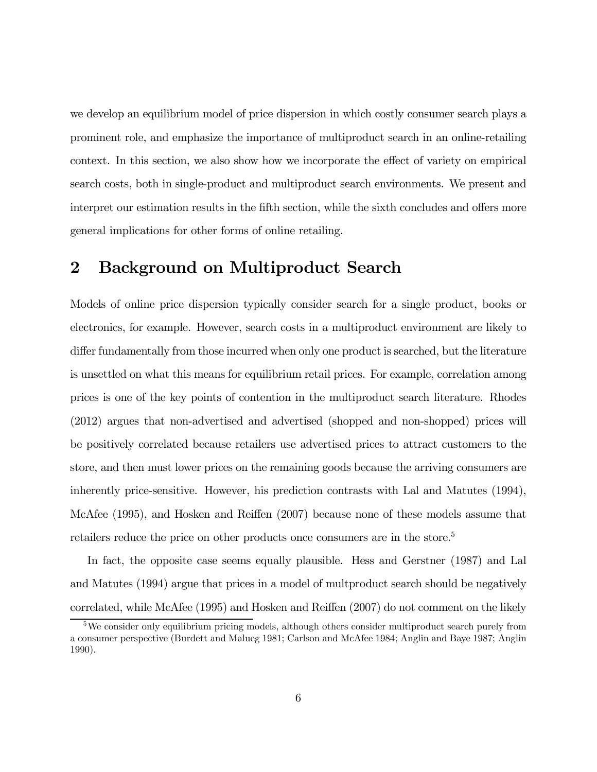we develop an equilibrium model of price dispersion in which costly consumer search plays a prominent role, and emphasize the importance of multiproduct search in an online-retailing context. In this section, we also show how we incorporate the effect of variety on empirical search costs, both in single-product and multiproduct search environments. We present and interpret our estimation results in the fifth section, while the sixth concludes and offers more general implications for other forms of online retailing.

## 2 Background on Multiproduct Search

Models of online price dispersion typically consider search for a single product, books or electronics, for example. However, search costs in a multiproduct environment are likely to differ fundamentally from those incurred when only one product is searched, but the literature is unsettled on what this means for equilibrium retail prices. For example, correlation among prices is one of the key points of contention in the multiproduct search literature. Rhodes (2012) argues that non-advertised and advertised (shopped and non-shopped) prices will be positively correlated because retailers use advertised prices to attract customers to the store, and then must lower prices on the remaining goods because the arriving consumers are inherently price-sensitive. However, his prediction contrasts with Lal and Matutes (1994), McAfee (1995), and Hosken and Reiffen (2007) because none of these models assume that retailers reduce the price on other products once consumers are in the store.[5]

In fact, the opposite case seems equally plausible. Hess and Gerstner (1987) and Lal and Matutes (1994) argue that prices in a model of multproduct search should be negatively correlated, while McAfee (1995) and Hosken and Reiffen (2007) do not comment on the likely

[5] We consider only equilibrium pricing models, although others consider multiproduct search purely from a consumer perspective (Burdett and Malueg 1981; Carlson and McAfee 1984; Anglin and Baye 1987; Anglin 1990).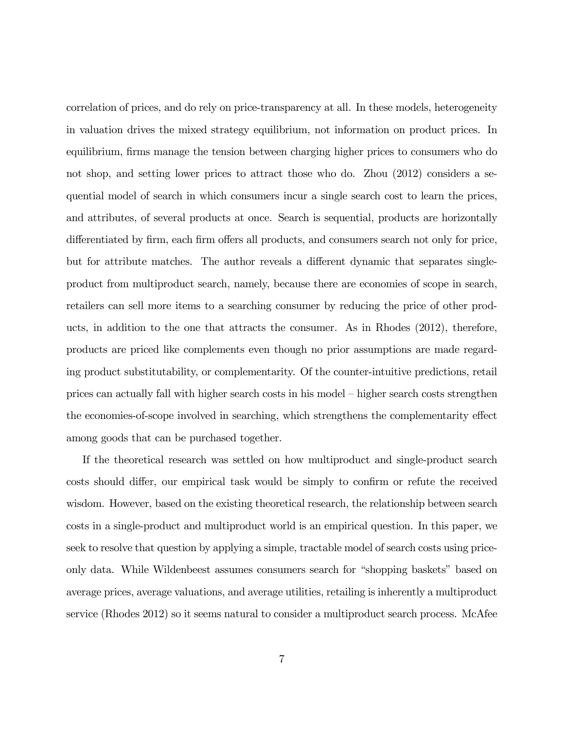correlation of prices, and do rely on price-transparency at all. In these models, heterogeneity in valuation drives the mixed strategy equilibrium, not information on product prices. In equilibrium, firms manage the tension between charging higher prices to consumers who do not shop, and setting lower prices to attract those who do. Zhou (2012) considers a sequential model of search in which consumers incur a single search cost to learn the prices, and attributes, of several products at once. Search is sequential, products are horizontally differentiated by firm, each firm offers all products, and consumers search not only for price, but for attribute matches. The author reveals a different dynamic that separates single-product from multiproduct search, namely, because there are economies of scope in search, retailers can sell more items to a searching consumer by reducing the price of other products, in addition to the one that attracts the consumer. As in Rhodes (2012), therefore, products are priced like complements even though no prior assumptions are made regarding product substitutability, or complementarity. Of the counter-intuitive predictions, retail prices can actually fall with higher search costs in his model – higher search costs strengthen the economies-of-scope involved in searching, which strengthens the complementarity effect among goods that can be purchased together.

If the theoretical research was settled on how multiproduct and single-product search costs should differ, our empirical task would be simply to confirm or refute the received wisdom. However, based on the existing theoretical research, the relationship between search costs in a single-product and multiproduct world is an empirical question. In this paper, we seek to resolve that question by applying a simple, tractable model of search costs using price-only data. While Wildenbeest assumes consumers search for "shopping baskets" based on average prices, average valuations, and average utilities, retailing is inherently a multiproduct service (Rhodes 2012) so it seems natural to consider a multiproduct search process. McAfee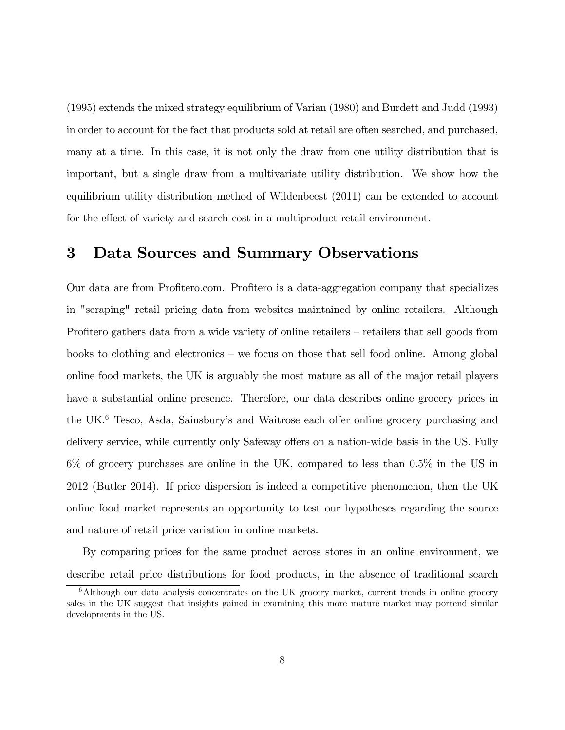(1995) extends the mixed strategy equilibrium of Varian (1980) and Burdett and Judd (1993) in order to account for the fact that products sold at retail are often searched, and purchased, many at a time. In this case, it is not only the draw from one utility distribution that is important, but a single draw from a multivariate utility distribution. We show how the equilibrium utility distribution method of Wildenbeest (2011) can be extended to account for the effect of variety and search cost in a multiproduct retail environment.

# 3 Data Sources and Summary Observations

Our data are from Profitero.com. Profitero is a data-aggregation company that specializes in "scraping" retail pricing data from websites maintained by online retailers. Although Profitero gathers data from a wide variety of online retailers – retailers that sell goods from books to clothing and electronics – we focus on those that sell food online. Among global online food markets, the UK is arguably the most mature as all of the major retail players have a substantial online presence. Therefore, our data describes online grocery prices in the UK.[6] Tesco, Asda, Sainsbury's and Waitrose each offer online grocery purchasing and delivery service, while currently only Safeway offers on a nation-wide basis in the US. Fully 6% of grocery purchases are online in the UK, compared to less than 0.5% in the US in 2012 (Butler 2014). If price dispersion is indeed a competitive phenomenon, then the UK online food market represents an opportunity to test our hypotheses regarding the source and nature of retail price variation in online markets.

By comparing prices for the same product across stores in an online environment, we describe retail price distributions for food products, in the absence of traditional search

[6] Although our data analysis concentrates on the UK grocery market, current trends in online grocery sales in the UK suggest that insights gained in examining this more mature market may portend similar developments in the US.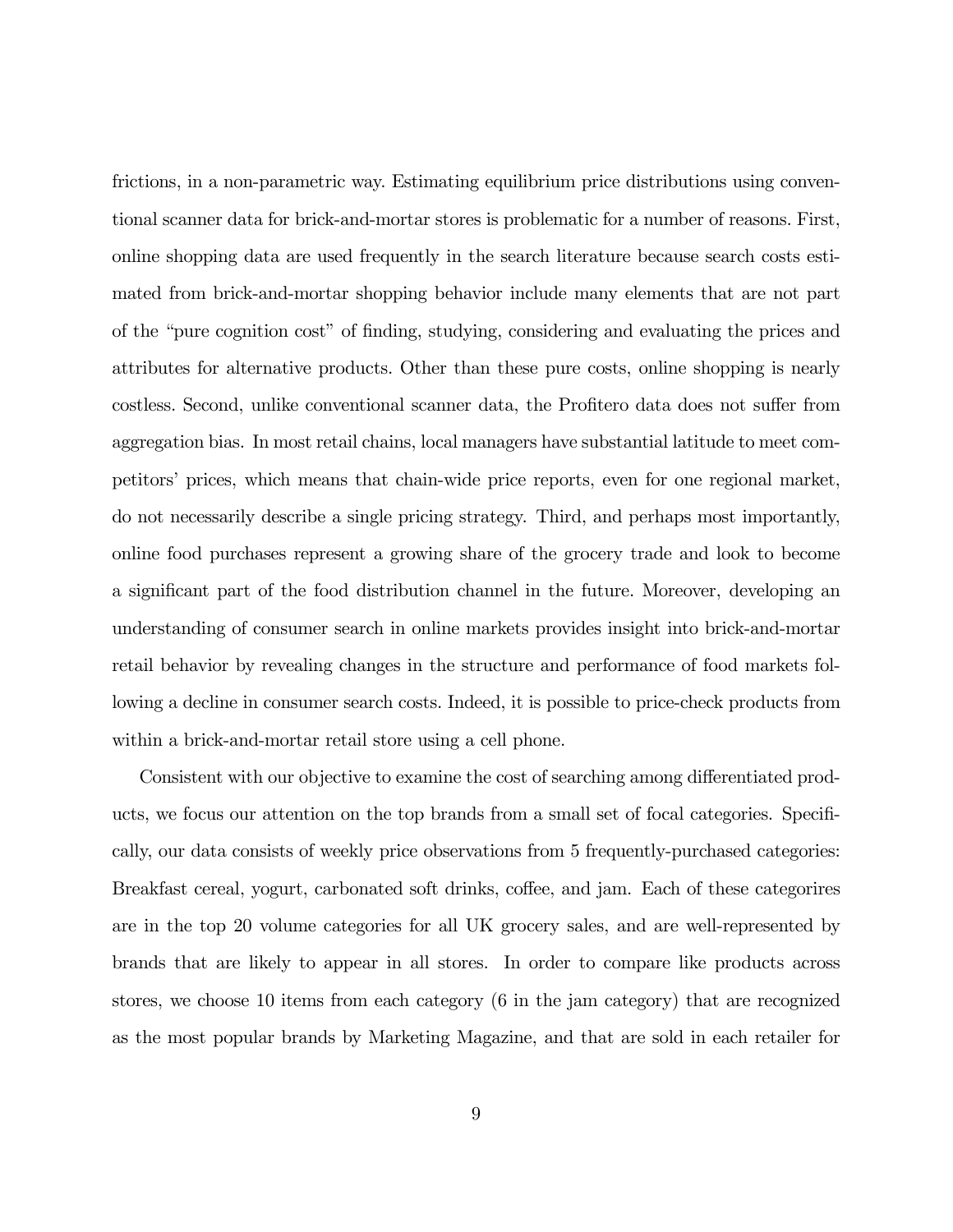frictions, in a non-parametric way. Estimating equilibrium price distributions using conventional scanner data for brick-and-mortar stores is problematic for a number of reasons. First, online shopping data are used frequently in the search literature because search costs estimated from brick-and-mortar shopping behavior include many elements that are not part of the "pure cognition cost" of finding, studying, considering and evaluating the prices and attributes for alternative products. Other than these pure costs, online shopping is nearly costless. Second, unlike conventional scanner data, the Profitero data does not suffer from aggregation bias. In most retail chains, local managers have substantial latitude to meet competitors' prices, which means that chain-wide price reports, even for one regional market, do not necessarily describe a single pricing strategy. Third, and perhaps most importantly, online food purchases represent a growing share of the grocery trade and look to become a significant part of the food distribution channel in the future. Moreover, developing an understanding of consumer search in online markets provides insight into brick-and-mortar retail behavior by revealing changes in the structure and performance of food markets following a decline in consumer search costs. Indeed, it is possible to price-check products from within a brick-and-mortar retail store using a cell phone.

Consistent with our objective to examine the cost of searching among differentiated products, we focus our attention on the top brands from a small set of focal categories. Specifically, our data consists of weekly price observations from 5 frequently-purchased categories: Breakfast cereal, yogurt, carbonated soft drinks, coffee, and jam. Each of these categorires are in the top 20 volume categories for all UK grocery sales, and are well-represented by brands that are likely to appear in all stores. In order to compare like products across stores, we choose 10 items from each category (6 in the jam category) that are recognized as the most popular brands by Marketing Magazine, and that are sold in each retailer for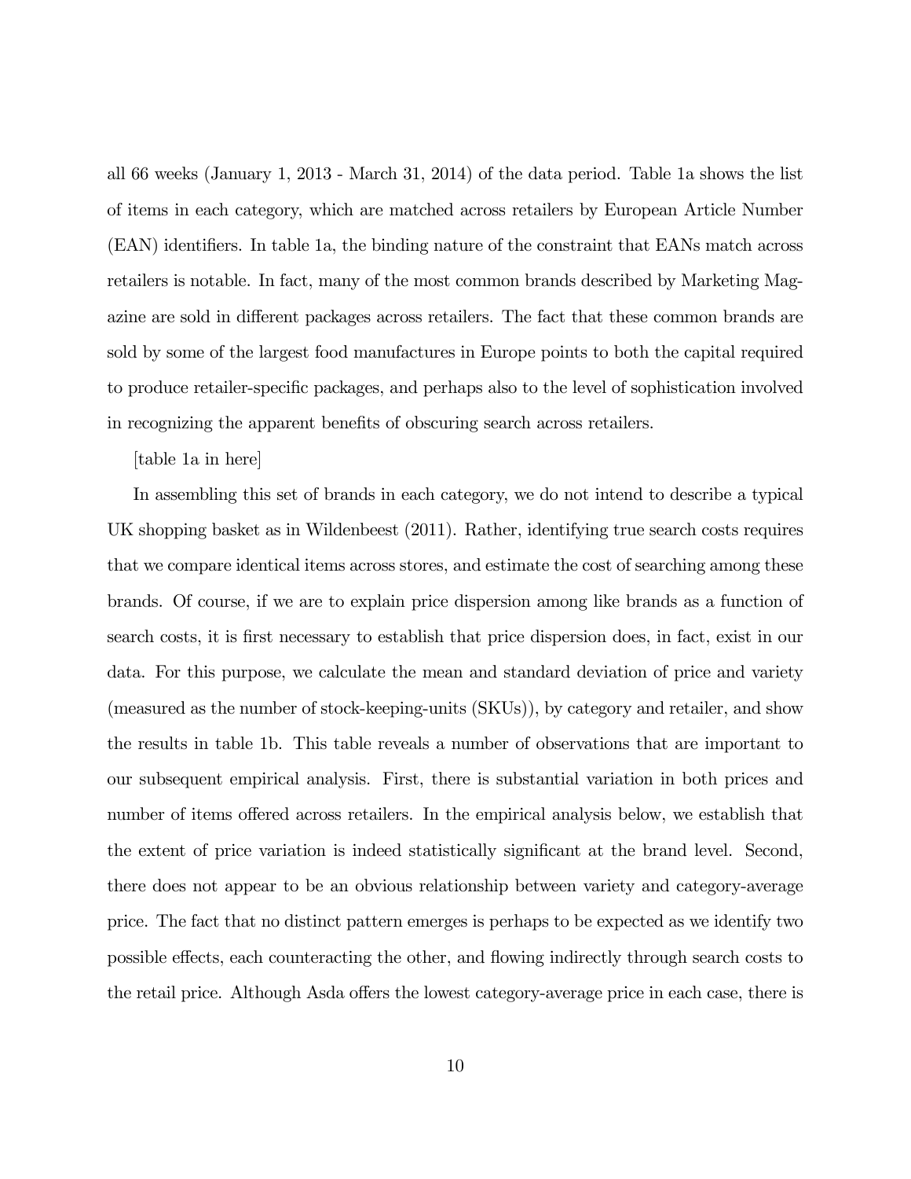all 66 weeks (January 1, 2013 - March 31, 2014) of the data period. Table 1a shows the list of items in each category, which are matched across retailers by European Article Number (EAN) identifiers. In table 1a, the binding nature of the constraint that EANs match across retailers is notable. In fact, many of the most common brands described by Marketing Magazine are sold in different packages across retailers. The fact that these common brands are sold by some of the largest food manufactures in Europe points to both the capital required to produce retailer-specific packages, and perhaps also to the level of sophistication involved in recognizing the apparent benefits of obscuring search across retailers.

[table 1a in here]

In assembling this set of brands in each category, we do not intend to describe a typical UK shopping basket as in Wildenbeest (2011). Rather, identifying true search costs requires that we compare identical items across stores, and estimate the cost of searching among these brands. Of course, if we are to explain price dispersion among like brands as a function of search costs, it is first necessary to establish that price dispersion does, in fact, exist in our data. For this purpose, we calculate the mean and standard deviation of price and variety (measured as the number of stock-keeping-units (SKUs)), by category and retailer, and show the results in table 1b. This table reveals a number of observations that are important to our subsequent empirical analysis. First, there is substantial variation in both prices and number of items offered across retailers. In the empirical analysis below, we establish that the extent of price variation is indeed statistically significant at the brand level. Second, there does not appear to be an obvious relationship between variety and category-average price. The fact that no distinct pattern emerges is perhaps to be expected as we identify two possible effects, each counteracting the other, and flowing indirectly through search costs to the retail price. Although Asda offers the lowest category-average price in each case, there is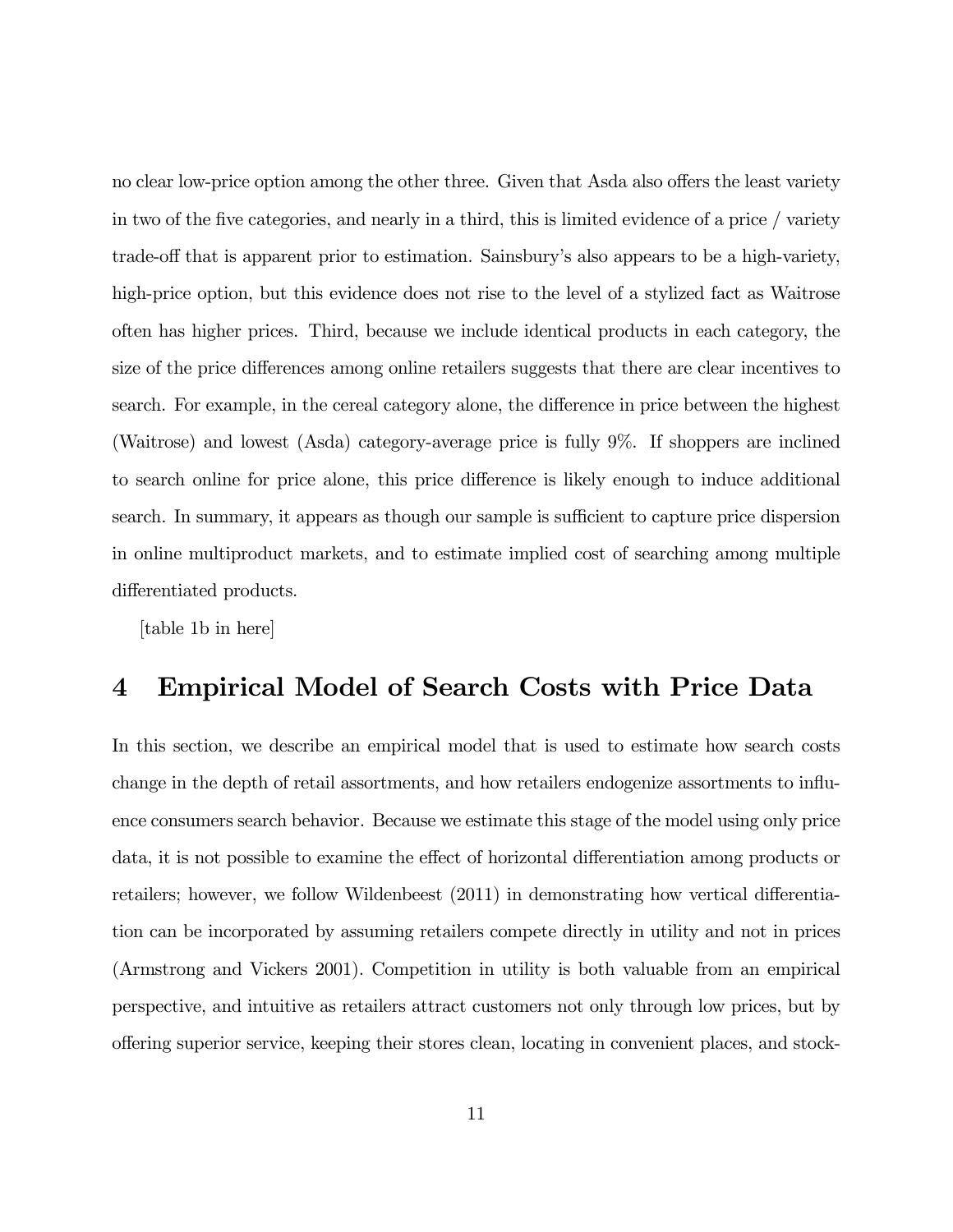no clear low-price option among the other three. Given that Asda also offers the least variety in two of the five categories, and nearly in a third, this is limited evidence of a price / variety trade-off that is apparent prior to estimation. Sainsbury's also appears to be a high-variety, high-price option, but this evidence does not rise to the level of a stylized fact as Waitrose often has higher prices. Third, because we include identical products in each category, the size of the price differences among online retailers suggests that there are clear incentives to search. For example, in the cereal category alone, the difference in price between the highest (Waitrose) and lowest (Asda) category-average price is fully 9%. If shoppers are inclined to search online for price alone, this price difference is likely enough to induce additional search. In summary, it appears as though our sample is sufficient to capture price dispersion in online multiproduct markets, and to estimate implied cost of searching among multiple differentiated products.

[table 1b in here]

# 4 Empirical Model of Search Costs with Price Data

In this section, we describe an empirical model that is used to estimate how search costs change in the depth of retail assortments, and how retailers endogenize assortments to influence consumers search behavior. Because we estimate this stage of the model using only price data, it is not possible to examine the effect of horizontal differentiation among products or retailers; however, we follow Wildenbeest (2011) in demonstrating how vertical differentiation can be incorporated by assuming retailers compete directly in utility and not in prices (Armstrong and Vickers 2001). Competition in utility is both valuable from an empirical perspective, and intuitive as retailers attract customers not only through low prices, but by offering superior service, keeping their stores clean, locating in convenient places, and stock-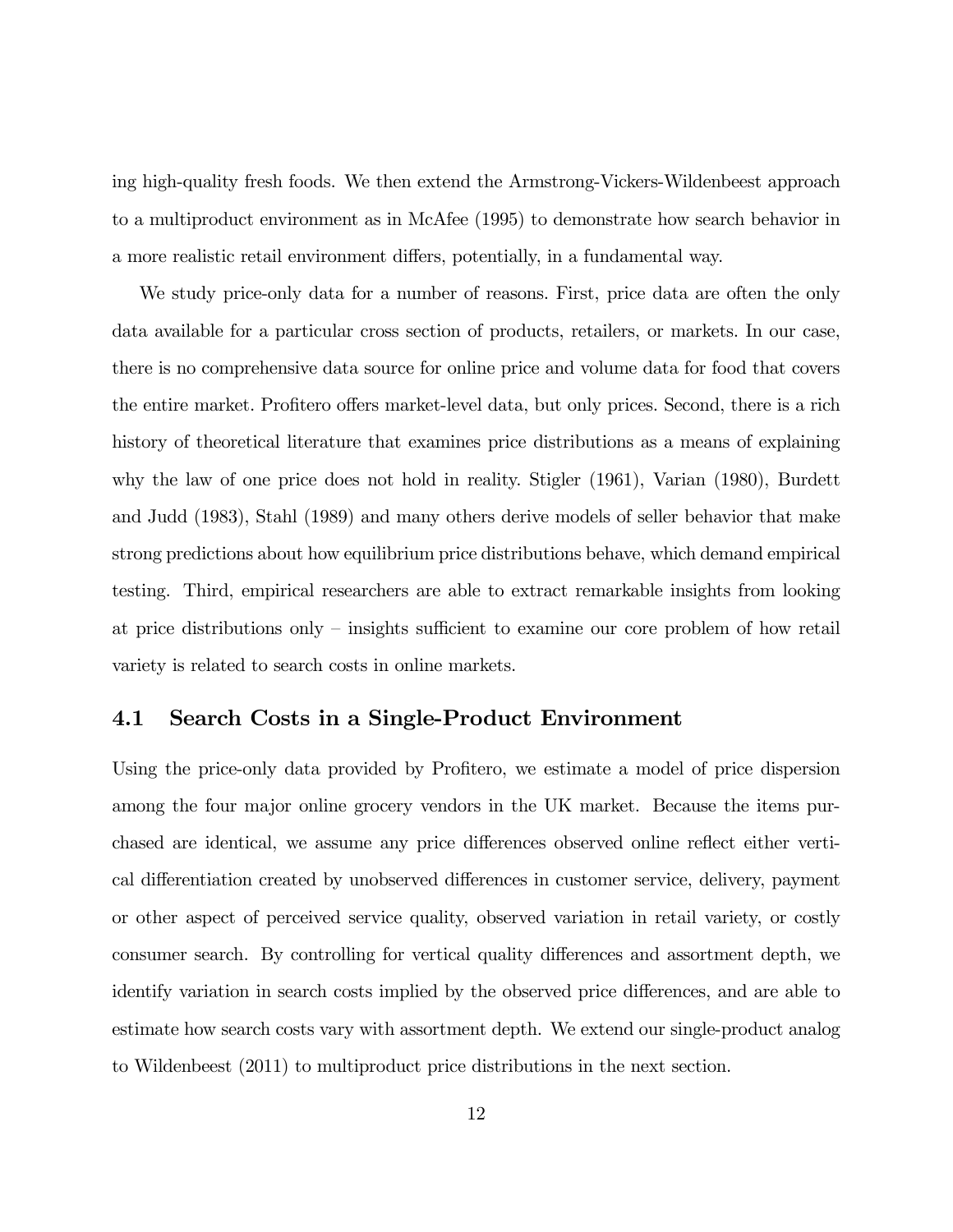ing high-quality fresh foods. We then extend the Armstrong-Vickers-Wildenbeest approach to a multiproduct environment as in McAfee (1995) to demonstrate how search behavior in a more realistic retail environment differs, potentially, in a fundamental way.

We study price-only data for a number of reasons. First, price data are often the only data available for a particular cross section of products, retailers, or markets. In our case, there is no comprehensive data source for online price and volume data for food that covers the entire market. Profitero offers market-level data, but only prices. Second, there is a rich history of theoretical literature that examines price distributions as a means of explaining why the law of one price does not hold in reality. Stigler (1961), Varian (1980), Burdett and Judd (1983), Stahl (1989) and many others derive models of seller behavior that make strong predictions about how equilibrium price distributions behave, which demand empirical testing. Third, empirical researchers are able to extract remarkable insights from looking at price distributions only – insights sufficient to examine our core problem of how retail variety is related to search costs in online markets.

## 4.1 Search Costs in a Single-Product Environment

Using the price-only data provided by Profitero, we estimate a model of price dispersion among the four major online grocery vendors in the UK market. Because the items purchased are identical, we assume any price differences observed online reflect either vertical differentiation created by unobserved differences in customer service, delivery, payment or other aspect of perceived service quality, observed variation in retail variety, or costly consumer search. By controlling for vertical quality differences and assortment depth, we identify variation in search costs implied by the observed price differences, and are able to estimate how search costs vary with assortment depth. We extend our single-product analog to Wildenbeest (2011) to multiproduct price distributions in the next section.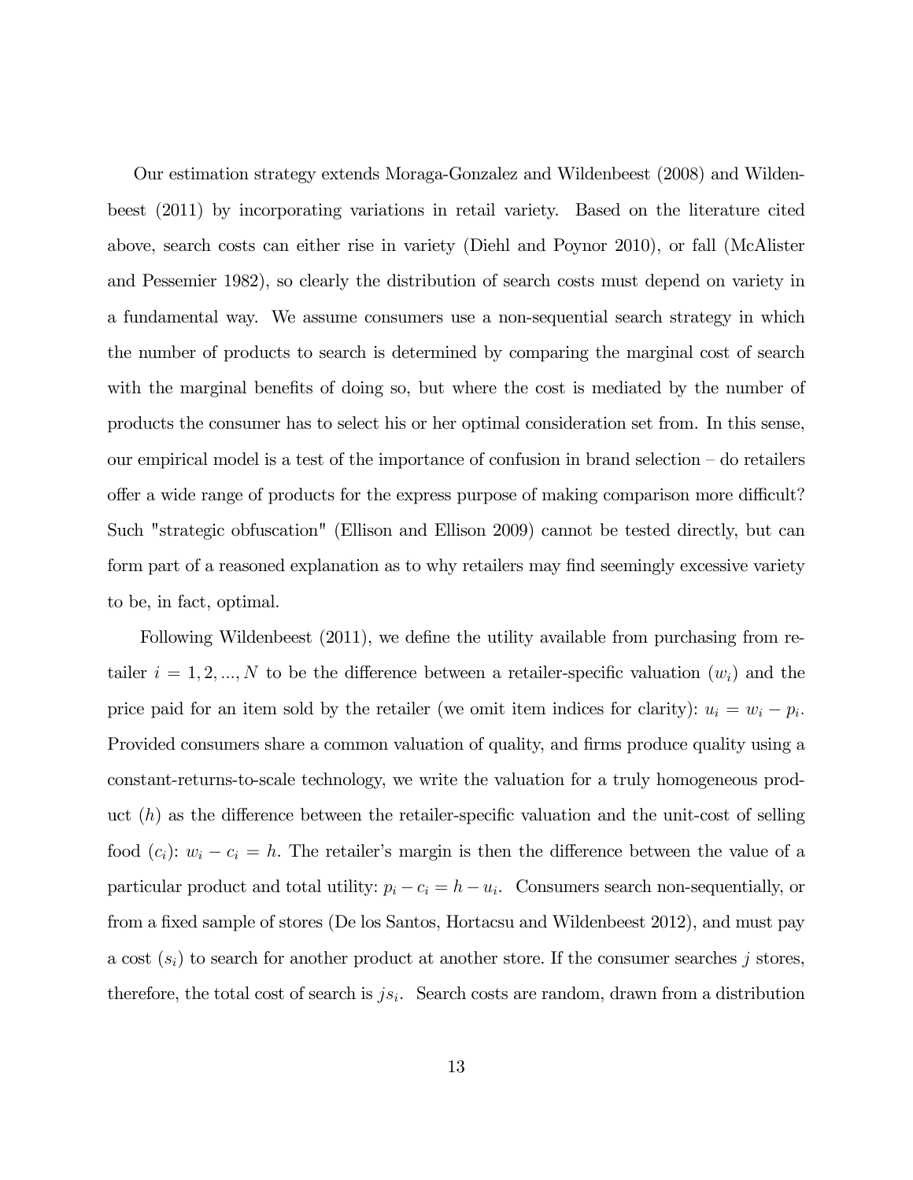Our estimation strategy extends Moraga-Gonzalez and Wildenbeest (2008) and Wildenbeest (2011) by incorporating variations in retail variety. Based on the literature cited above, search costs can either rise in variety (Diehl and Poynor 2010), or fall (McAlister and Pessemier 1982), so clearly the distribution of search costs must depend on variety in a fundamental way. We assume consumers use a non-sequential search strategy in which the number of products to search is determined by comparing the marginal cost of search with the marginal benefits of doing so, but where the cost is mediated by the number of products the consumer has to select his or her optimal consideration set from. In this sense, our empirical model is a test of the importance of confusion in brand selection – do retailers offer a wide range of products for the express purpose of making comparison more difficult? Such "strategic obfuscation" (Ellison and Ellison 2009) cannot be tested directly, but can form part of a reasoned explanation as to why retailers may find seemingly excessive variety to be, in fact, optimal.

Following Wildenbeest (2011), we define the utility available from purchasing from retailer $i = 1, 2, ..., N$ to be the difference between a retailer-specific valuation ($w_i$) and the price paid for an item sold by the retailer (we omit item indices for clarity): $u_i = w_i - p_i$. Provided consumers share a common valuation of quality, and firms produce quality using a constant-returns-to-scale technology, we write the valuation for a truly homogeneous product ($h$) as the difference between the retailer-specific valuation and the unit-cost of selling food ($c_i$): $w_i - c_i = h$. The retailer's margin is then the difference between the value of a particular product and total utility: $p_i - c_i = h - u_i$. Consumers search non-sequentially, or from a fixed sample of stores (De los Santos, Hortacsu and Wildenbeest 2012), and must pay a cost ($s_i$) to search for another product at another store. If the consumer searches $j$ stores, therefore, the total cost of search is $js_i$. Search costs are random, drawn from a distribution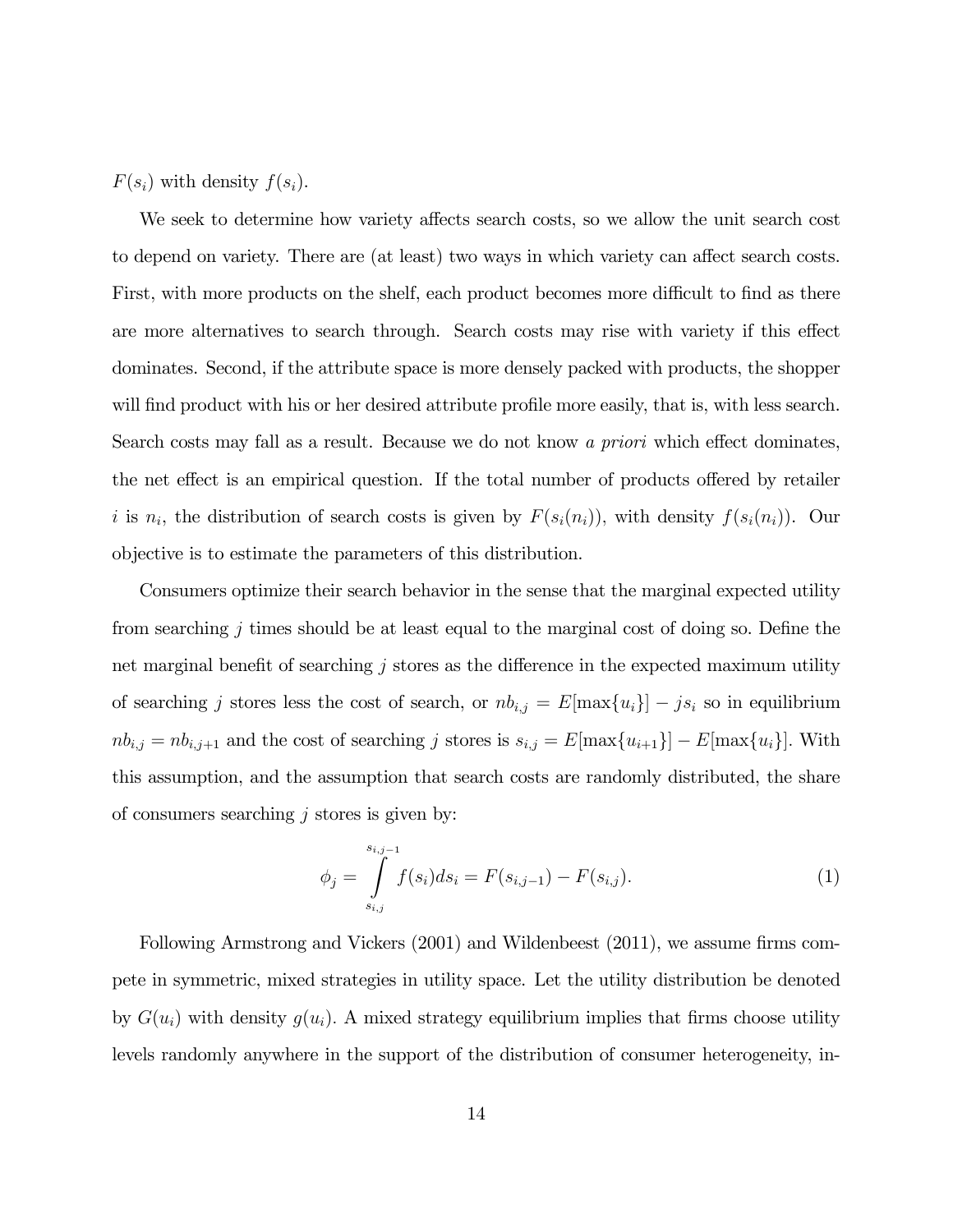$F(s_i)$ with density $f(s_i)$.

We seek to determine how variety affects search costs, so we allow the unit search cost to depend on variety. There are (at least) two ways in which variety can affect search costs. First, with more products on the shelf, each product becomes more difficult to find as there are more alternatives to search through. Search costs may rise with variety if this effect dominates. Second, if the attribute space is more densely packed with products, the shopper will find product with his or her desired attribute profile more easily, that is, with less search. Search costs may fall as a result. Because we do not know *a priori* which effect dominates, the net effect is an empirical question. If the total number of products offered by retailer $i$ is $n_i$, the distribution of search costs is given by $F(s_i(n_i))$, with density $f(s_i(n_i))$. Our objective is to estimate the parameters of this distribution.

Consumers optimize their search behavior in the sense that the marginal expected utility from searching $j$ times should be at least equal to the marginal cost of doing so. Define the net marginal benefit of searching $j$ stores as the difference in the expected maximum utility of searching $j$ stores less the cost of search, or $nb_{i,j} = E[\max\{u_i\}] - js_i$ so in equilibrium $nb_{i,j} = nb_{i,j+1}$ and the cost of searching $j$ stores is $s_{i,j} = E[\max\{u_{i+1}\}] - E[\max\{u_i\}]$. With this assumption, and the assumption that search costs are randomly distributed, the share of consumers searching $j$ stores is given by:

$$\phi_j = \int_{s_{i,j}}^{s_{i,j-1}} f(s_i)ds_i = F(s_{i,j-1}) - F(s_{i,j}). \tag{1}$$

Following Armstrong and Vickers (2001) and Wildenbeest (2011), we assume firms compete in symmetric, mixed strategies in utility space. Let the utility distribution be denoted by $G(u_i)$ with density $g(u_i)$. A mixed strategy equilibrium implies that firms choose utility levels randomly anywhere in the support of the distribution of consumer heterogeneity, in-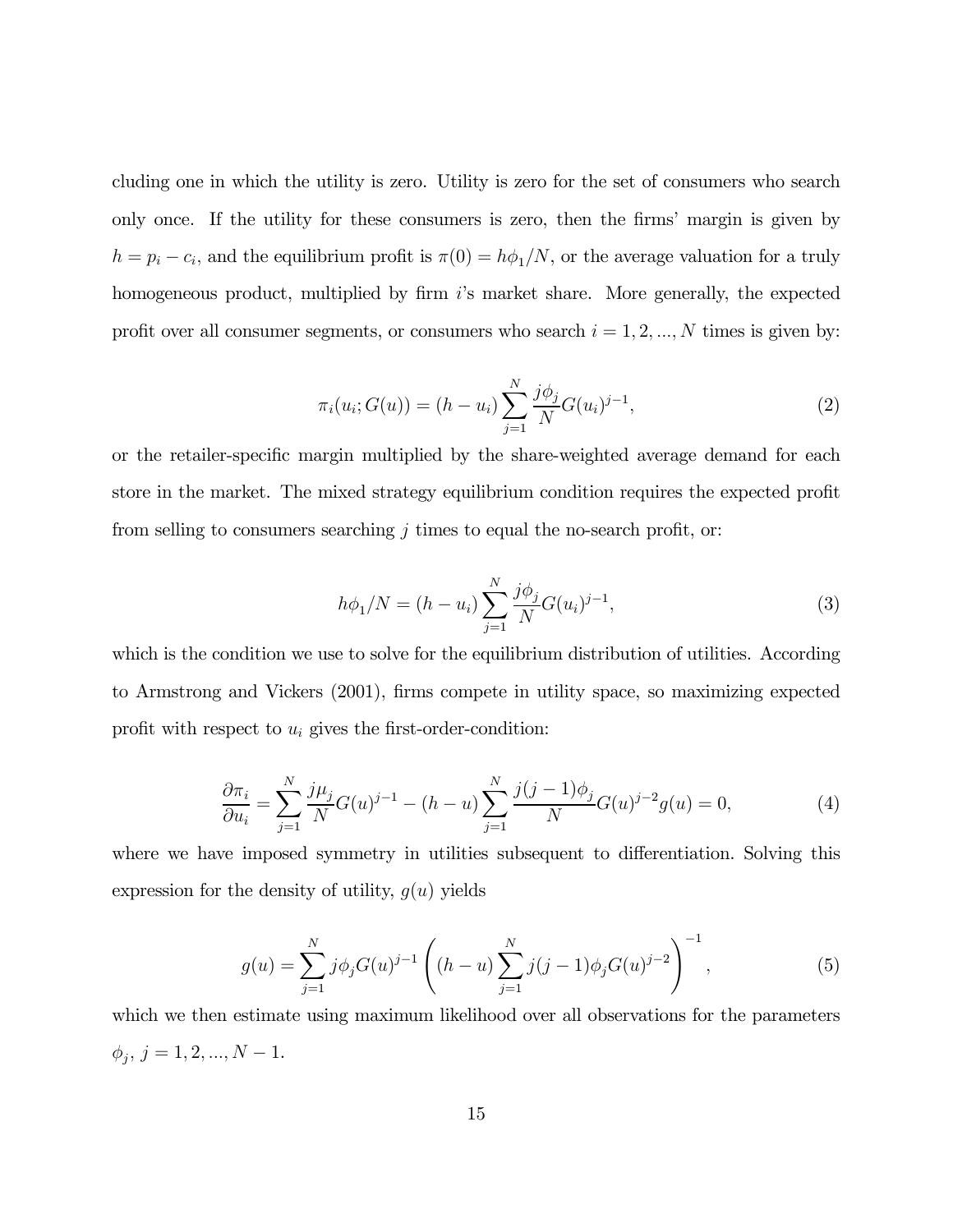cluding one in which the utility is zero. Utility is zero for the set of consumers who search only once. If the utility for these consumers is zero, then the firms' margin is given by $h = p_i - c_i$, and the equilibrium profit is $\pi(0) = h\phi_1/N$, or the average valuation for a truly homogeneous product, multiplied by firm $i$'s market share. More generally, the expected profit over all consumer segments, or consumers who search $i = 1, 2, ..., N$ times is given by:

$$\pi_i(u_i; G(u)) = (h - u_i) \sum_{j=1}^{N} \frac{j\phi_j}{N} G(u_i)^{j-1}, \tag{2}$$

or the retailer-specific margin multiplied by the share-weighted average demand for each store in the market. The mixed strategy equilibrium condition requires the expected profit from selling to consumers searching $j$ times to equal the no-search profit, or:

$$h\phi_1/N = (h - u_i) \sum_{j=1}^{N} \frac{j\phi_j}{N} G(u_i)^{j-1}, \tag{3}$$

which is the condition we use to solve for the equilibrium distribution of utilities. According to Armstrong and Vickers (2001), firms compete in utility space, so maximizing expected profit with respect to $u_i$ gives the first-order-condition:

$$\frac{\partial \pi_i}{\partial u_i} = \sum_{j=1}^{N} \frac{j\mu_j}{N} G(u)^{j-1} - (h - u) \sum_{j=1}^{N} \frac{j(j-1)\phi_j}{N} G(u)^{j-2} g(u) = 0, \tag{4}$$

where we have imposed symmetry in utilities subsequent to differentiation. Solving this expression for the density of utility, $g(u)$ yields

$$g(u) = \sum_{j=1}^{N} j\phi_j G(u)^{j-1} \left( (h - u) \sum_{j=1}^{N} j(j-1)\phi_j G(u)^{j-2} \right)^{-1}, \tag{5}$$

which we then estimate using maximum likelihood over all observations for the parameters $\phi_j$, $j = 1, 2, ..., N - 1$.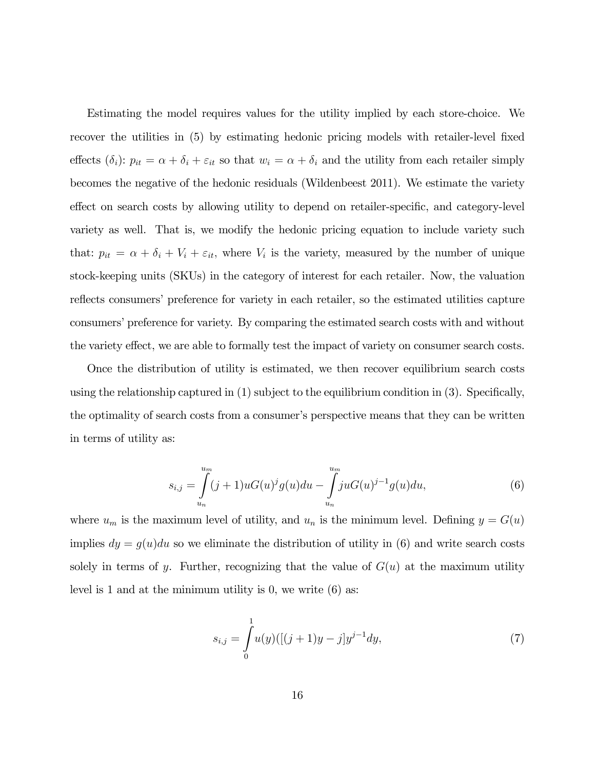Estimating the model requires values for the utility implied by each store-choice. We recover the utilities in (5) by estimating hedonic pricing models with retailer-level fixed effects ($\delta_i$): $p_{it} = \alpha + \delta_i + \varepsilon_{it}$ so that $w_i = \alpha + \delta_i$ and the utility from each retailer simply becomes the negative of the hedonic residuals (Wildenbeest 2011). We estimate the variety effect on search costs by allowing utility to depend on retailer-specific, and category-level variety as well. That is, we modify the hedonic pricing equation to include variety such that: $p_{it} = \alpha + \delta_i + V_i + \varepsilon_{it}$, where $V_i$ is the variety, measured by the number of unique stock-keeping units (SKUs) in the category of interest for each retailer. Now, the valuation reflects consumers' preference for variety in each retailer, so the estimated utilities capture consumers' preference for variety. By comparing the estimated search costs with and without the variety effect, we are able to formally test the impact of variety on consumer search costs.

Once the distribution of utility is estimated, we then recover equilibrium search costs using the relationship captured in (1) subject to the equilibrium condition in (3). Specifically, the optimality of search costs from a consumer's perspective means that they can be written in terms of utility as:

$$s_{i,j} = \int_{u_n}^{u_m} (j+1)uG(u)^j g(u)du - \int_{u_n}^{u_m} juG(u)^{j-1}g(u)du, \tag{6}$$

where $u_m$ is the maximum level of utility, and $u_n$ is the minimum level. Defining $y = G(u)$ implies $dy = g(u)du$ so we eliminate the distribution of utility in (6) and write search costs solely in terms of $y$. Further, recognizing that the value of $G(u)$ at the maximum utility level is 1 and at the minimum utility is 0, we write (6) as:

$$s_{i,j} = \int_{0}^{1} u(y)([(j+1)y - j]y^{j-1}dy, \tag{7}$$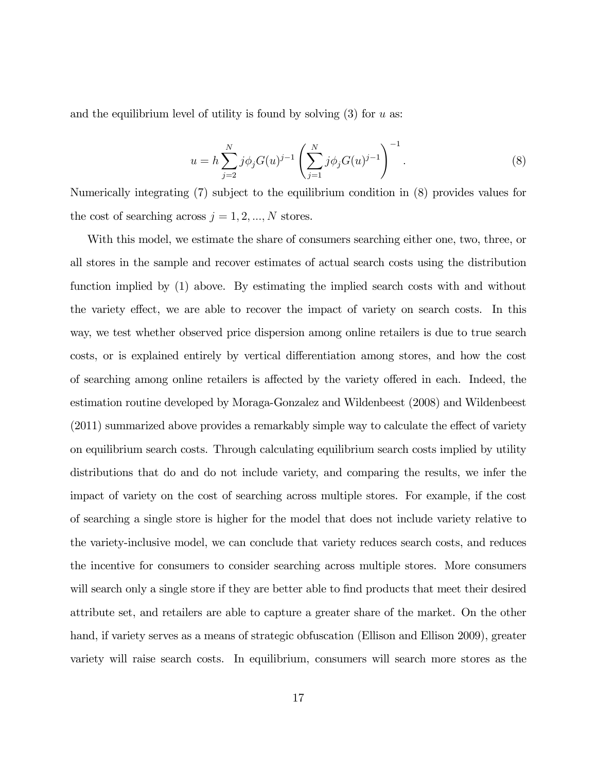and the equilibrium level of utility is found by solving (3) for $u$ as:

$$u = h \sum_{j=2}^{N} j\phi_j G(u)^{j-1} \left( \sum_{j=1}^{N} j\phi_j G(u)^{j-1} \right)^{-1}. \tag{8}$$

Numerically integrating (7) subject to the equilibrium condition in (8) provides values for the cost of searching across $j = 1, 2, ..., N$ stores.

With this model, we estimate the share of consumers searching either one, two, three, or all stores in the sample and recover estimates of actual search costs using the distribution function implied by (1) above. By estimating the implied search costs with and without the variety effect, we are able to recover the impact of variety on search costs. In this way, we test whether observed price dispersion among online retailers is due to true search costs, or is explained entirely by vertical differentiation among stores, and how the cost of searching among online retailers is affected by the variety offered in each. Indeed, the estimation routine developed by Moraga-Gonzalez and Wildenbeest (2008) and Wildenbeest (2011) summarized above provides a remarkably simple way to calculate the effect of variety on equilibrium search costs. Through calculating equilibrium search costs implied by utility distributions that do and do not include variety, and comparing the results, we infer the impact of variety on the cost of searching across multiple stores. For example, if the cost of searching a single store is higher for the model that does not include variety relative to the variety-inclusive model, we can conclude that variety reduces search costs, and reduces the incentive for consumers to consider searching across multiple stores. More consumers will search only a single store if they are better able to find products that meet their desired attribute set, and retailers are able to capture a greater share of the market. On the other hand, if variety serves as a means of strategic obfuscation (Ellison and Ellison 2009), greater variety will raise search costs. In equilibrium, consumers will search more stores as the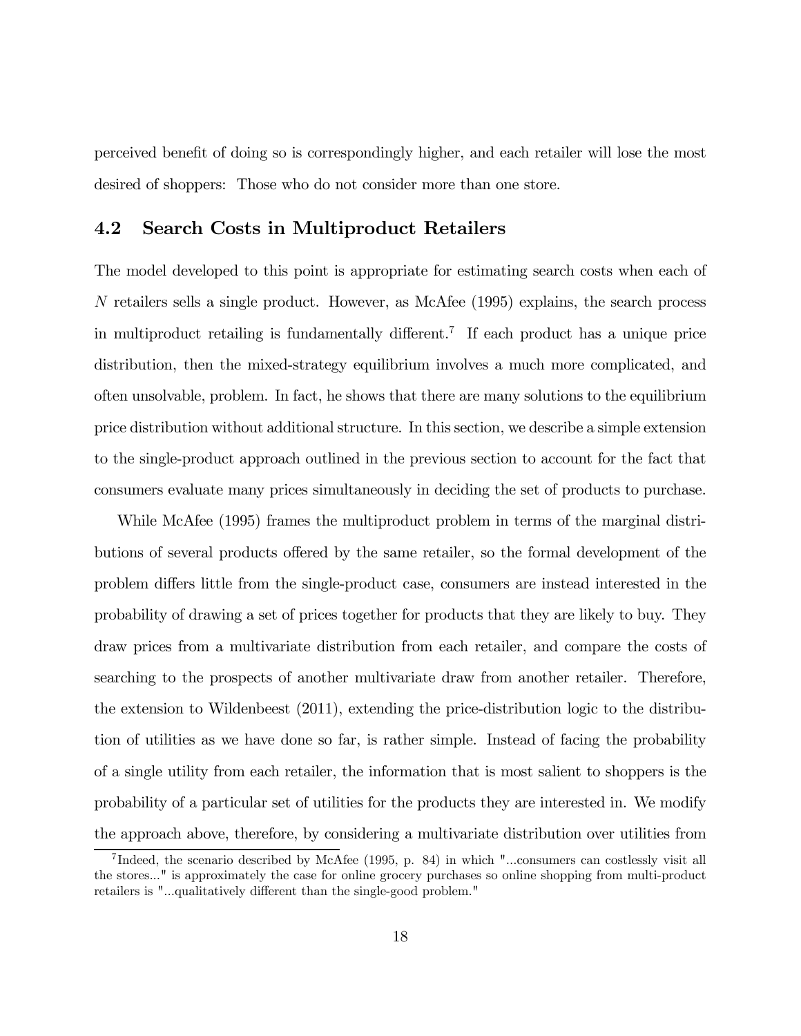perceived benefit of doing so is correspondingly higher, and each retailer will lose the most desired of shoppers: Those who do not consider more than one store.

## 4.2 Search Costs in Multiproduct Retailers

The model developed to this point is appropriate for estimating search costs when each of $N$ retailers sells a single product. However, as McAfee (1995) explains, the search process in multiproduct retailing is fundamentally different.[7] If each product has a unique price distribution, then the mixed-strategy equilibrium involves a much more complicated, and often unsolvable, problem. In fact, he shows that there are many solutions to the equilibrium price distribution without additional structure. In this section, we describe a simple extension to the single-product approach outlined in the previous section to account for the fact that consumers evaluate many prices simultaneously in deciding the set of products to purchase.

While McAfee (1995) frames the multiproduct problem in terms of the marginal distributions of several products offered by the same retailer, so the formal development of the problem differs little from the single-product case, consumers are instead interested in the probability of drawing a set of prices together for products that they are likely to buy. They draw prices from a multivariate distribution from each retailer, and compare the costs of searching to the prospects of another multivariate draw from another retailer. Therefore, the extension to Wildenbeest (2011), extending the price-distribution logic to the distribution of utilities as we have done so far, is rather simple. Instead of facing the probability of a single utility from each retailer, the information that is most salient to shoppers is the probability of a particular set of utilities for the products they are interested in. We modify the approach above, therefore, by considering a multivariate distribution over utilities from

[7] Indeed, the scenario described by McAfee (1995, p. 84) in which "...consumers can costlessly visit all the stores..." is approximately the case for online grocery purchases so online shopping from multi-product retailers is "...qualitatively different than the single-good problem."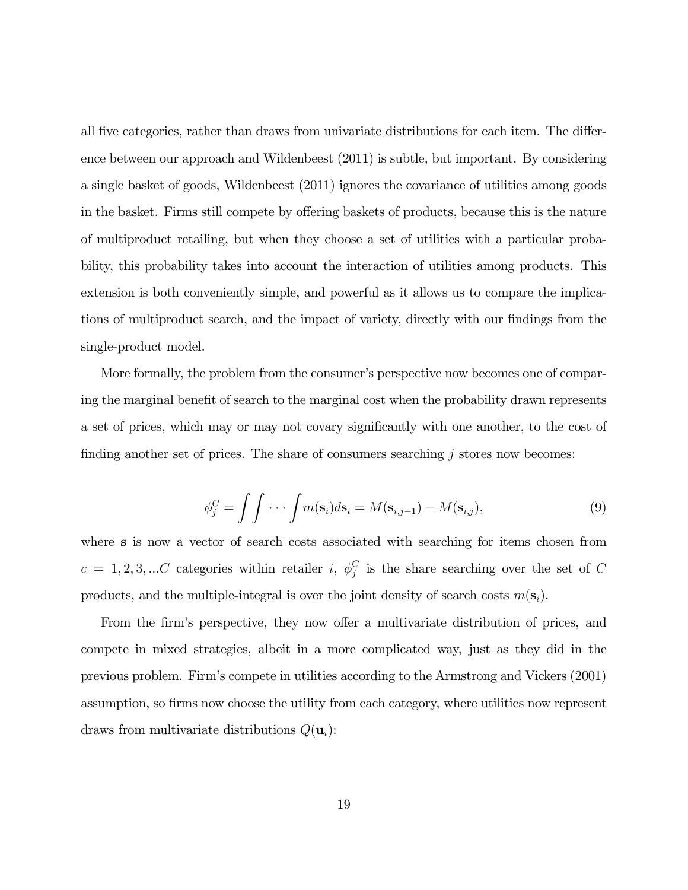all five categories, rather than draws from univariate distributions for each item. The difference between our approach and Wildenbeest (2011) is subtle, but important. By considering a single basket of goods, Wildenbeest (2011) ignores the covariance of utilities among goods in the basket. Firms still compete by offering baskets of products, because this is the nature of multiproduct retailing, but when they choose a set of utilities with a particular probability, this probability takes into account the interaction of utilities among products. This extension is both conveniently simple, and powerful as it allows us to compare the implications of multiproduct search, and the impact of variety, directly with our findings from the single-product model.

More formally, the problem from the consumer's perspective now becomes one of comparing the marginal benefit of search to the marginal cost when the probability drawn represents a set of prices, which may or may not covary significantly with one another, to the cost of finding another set of prices. The share of consumers searching $j$ stores now becomes:

$$\phi_j^C = \int \int \cdots \int m(\mathbf{s}_i) d\mathbf{s}_i = M(\mathbf{s}_{i,j-1}) - M(\mathbf{s}_{i,j}), \tag{9}$$

where $\mathbf{s}$ is now a vector of search costs associated with searching for items chosen from $c = 1, 2, 3, ...C$ categories within retailer $i$, $\phi_j^C$ is the share searching over the set of $C$ products, and the multiple-integral is over the joint density of search costs $m(\mathbf{s}_i)$.

From the firm's perspective, they now offer a multivariate distribution of prices, and compete in mixed strategies, albeit in a more complicated way, just as they did in the previous problem. Firm's compete in utilities according to the Armstrong and Vickers (2001) assumption, so firms now choose the utility from each category, where utilities now represent draws from multivariate distributions $Q(\mathbf{u}_i)$: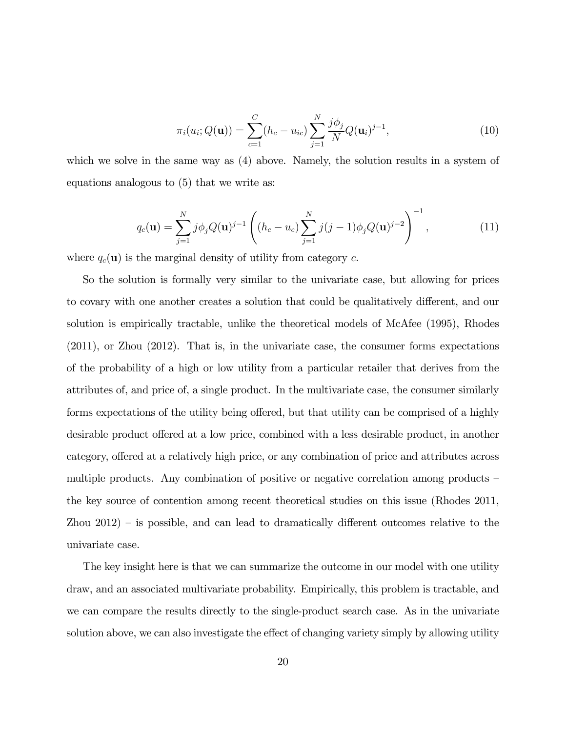$$\pi_i(u_i; Q(\mathbf{u})) = \sum_{c=1}^{C}(h_c - u_{ic}) \sum_{j=1}^{N} \frac{j\phi_j}{N} Q(\mathbf{u}_i)^{j-1}, \tag{10}$$

which we solve in the same way as (4) above. Namely, the solution results in a system of equations analogous to (5) that we write as:

$$q_c(\mathbf{u}) = \sum_{j=1}^{N} j\phi_j Q(\mathbf{u})^{j-1} \left( (h_c - u_c) \sum_{j=1}^{N} j(j-1)\phi_j Q(\mathbf{u})^{j-2} \right)^{-1}, \tag{11}$$

where $q_c(\mathbf{u})$ is the marginal density of utility from category $c$.

So the solution is formally very similar to the univariate case, but allowing for prices to covary with one another creates a solution that could be qualitatively different, and our solution is empirically tractable, unlike the theoretical models of McAfee (1995), Rhodes (2011), or Zhou (2012). That is, in the univariate case, the consumer forms expectations of the probability of a high or low utility from a particular retailer that derives from the attributes of, and price of, a single product. In the multivariate case, the consumer similarly forms expectations of the utility being offered, but that utility can be comprised of a highly desirable product offered at a low price, combined with a less desirable product, in another category, offered at a relatively high price, or any combination of price and attributes across multiple products. Any combination of positive or negative correlation among products – the key source of contention among recent theoretical studies on this issue (Rhodes 2011, Zhou 2012) – is possible, and can lead to dramatically different outcomes relative to the univariate case.

The key insight here is that we can summarize the outcome in our model with one utility draw, and an associated multivariate probability. Empirically, this problem is tractable, and we can compare the results directly to the single-product search case. As in the univariate solution above, we can also investigate the effect of changing variety simply by allowing utility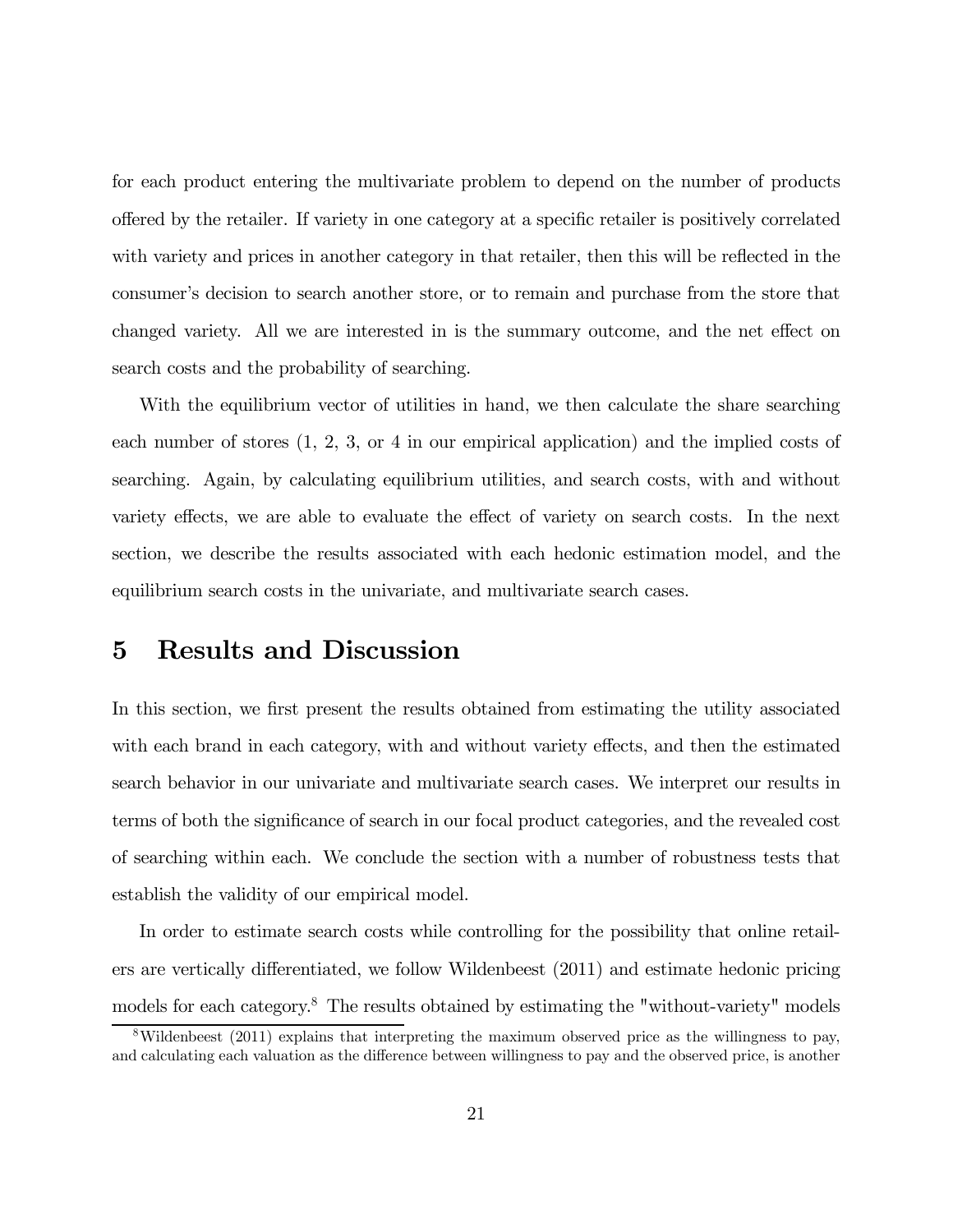for each product entering the multivariate problem to depend on the number of products offered by the retailer. If variety in one category at a specific retailer is positively correlated with variety and prices in another category in that retailer, then this will be reflected in the consumer's decision to search another store, or to remain and purchase from the store that changed variety. All we are interested in is the summary outcome, and the net effect on search costs and the probability of searching.

With the equilibrium vector of utilities in hand, we then calculate the share searching each number of stores (1, 2, 3, or 4 in our empirical application) and the implied costs of searching. Again, by calculating equilibrium utilities, and search costs, with and without variety effects, we are able to evaluate the effect of variety on search costs. In the next section, we describe the results associated with each hedonic estimation model, and the equilibrium search costs in the univariate, and multivariate search cases.

# 5 Results and Discussion

In this section, we first present the results obtained from estimating the utility associated with each brand in each category, with and without variety effects, and then the estimated search behavior in our univariate and multivariate search cases. We interpret our results in terms of both the significance of search in our focal product categories, and the revealed cost of searching within each. We conclude the section with a number of robustness tests that establish the validity of our empirical model.

In order to estimate search costs while controlling for the possibility that online retailers are vertically differentiated, we follow Wildenbeest (2011) and estimate hedonic pricing models for each category.[8] The results obtained by estimating the "without-variety" models

[8] Wildenbeest (2011) explains that interpreting the maximum observed price as the willingness to pay, and calculating each valuation as the difference between willingness to pay and the observed price, is another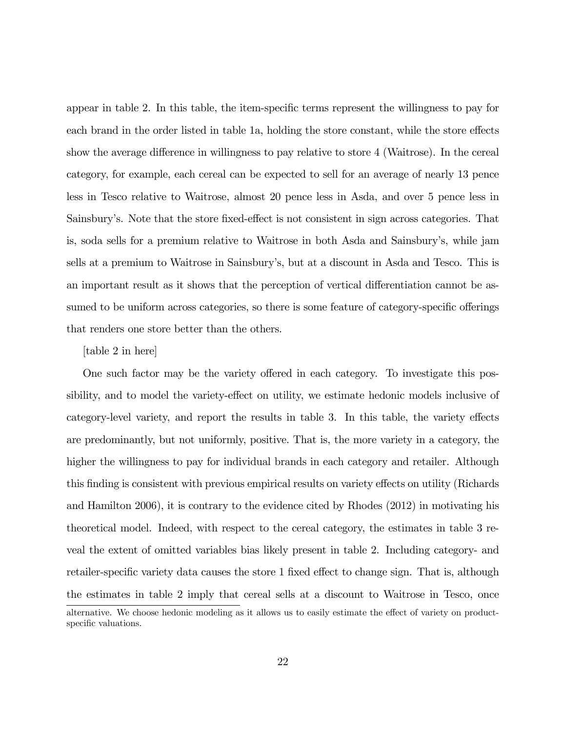appear in table 2. In this table, the item-specific terms represent the willingness to pay for each brand in the order listed in table 1a, holding the store constant, while the store effects show the average difference in willingness to pay relative to store 4 (Waitrose). In the cereal category, for example, each cereal can be expected to sell for an average of nearly 13 pence less in Tesco relative to Waitrose, almost 20 pence less in Asda, and over 5 pence less in Sainsbury's. Note that the store fixed-effect is not consistent in sign across categories. That is, soda sells for a premium relative to Waitrose in both Asda and Sainsbury's, while jam sells at a premium to Waitrose in Sainsbury's, but at a discount in Asda and Tesco. This is an important result as it shows that the perception of vertical differentiation cannot be assumed to be uniform across categories, so there is some feature of category-specific offerings that renders one store better than the others.

[table 2 in here]

One such factor may be the variety offered in each category. To investigate this possibility, and to model the variety-effect on utility, we estimate hedonic models inclusive of category-level variety, and report the results in table 3. In this table, the variety effects are predominantly, but not uniformly, positive. That is, the more variety in a category, the higher the willingness to pay for individual brands in each category and retailer. Although this finding is consistent with previous empirical results on variety effects on utility (Richards and Hamilton 2006), it is contrary to the evidence cited by Rhodes (2012) in motivating his theoretical model. Indeed, with respect to the cereal category, the estimates in table 3 reveal the extent of omitted variables bias likely present in table 2. Including category- and retailer-specific variety data causes the store 1 fixed effect to change sign. That is, although the estimates in table 2 imply that cereal sells at a discount to Waitrose in Tesco, once

alternative. We choose hedonic modeling as it allows us to easily estimate the effect of variety on product-specific valuations.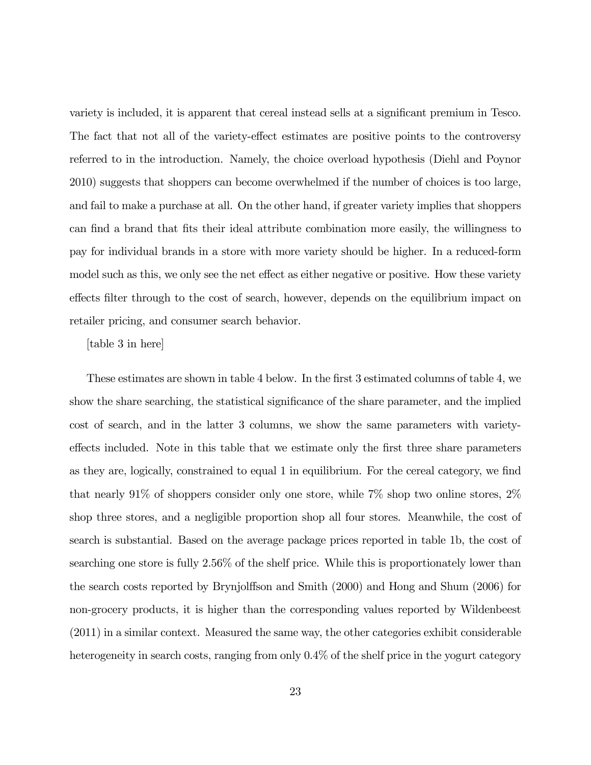variety is included, it is apparent that cereal instead sells at a significant premium in Tesco. The fact that not all of the variety-effect estimates are positive points to the controversy referred to in the introduction. Namely, the choice overload hypothesis (Diehl and Poynor 2010) suggests that shoppers can become overwhelmed if the number of choices is too large, and fail to make a purchase at all. On the other hand, if greater variety implies that shoppers can find a brand that fits their ideal attribute combination more easily, the willingness to pay for individual brands in a store with more variety should be higher. In a reduced-form model such as this, we only see the net effect as either negative or positive. How these variety effects filter through to the cost of search, however, depends on the equilibrium impact on retailer pricing, and consumer search behavior.

[table 3 in here]

These estimates are shown in table 4 below. In the first 3 estimated columns of table 4, we show the share searching, the statistical significance of the share parameter, and the implied cost of search, and in the latter 3 columns, we show the same parameters with variety-effects included. Note in this table that we estimate only the first three share parameters as they are, logically, constrained to equal 1 in equilibrium. For the cereal category, we find that nearly 91% of shoppers consider only one store, while 7% shop two online stores, 2% shop three stores, and a negligible proportion shop all four stores. Meanwhile, the cost of search is substantial. Based on the average package prices reported in table 1b, the cost of searching one store is fully 2.56% of the shelf price. While this is proportionately lower than the search costs reported by Brynjolffson and Smith (2000) and Hong and Shum (2006) for non-grocery products, it is higher than the corresponding values reported by Wildenbeest (2011) in a similar context. Measured the same way, the other categories exhibit considerable heterogeneity in search costs, ranging from only 0.4% of the shelf price in the yogurt category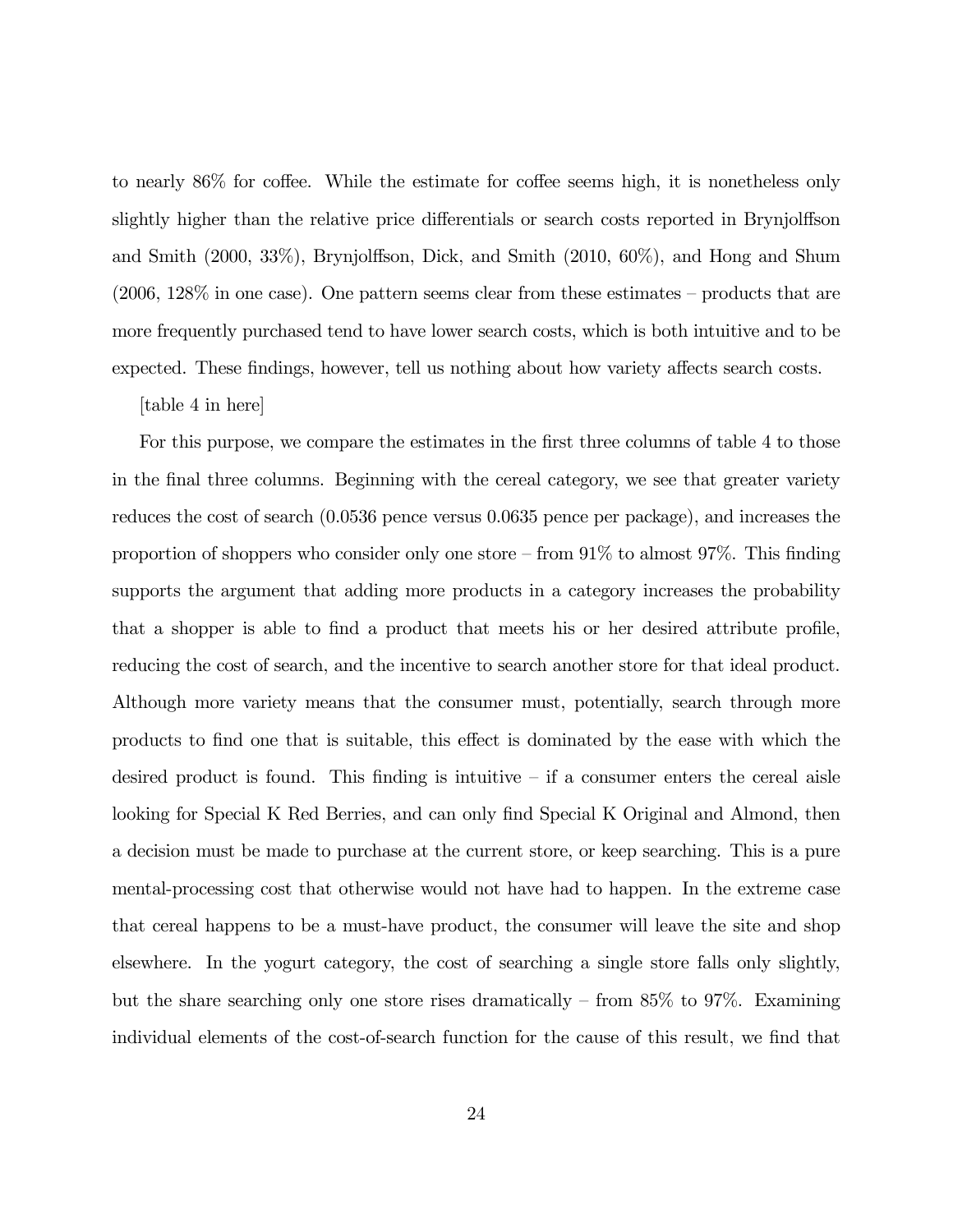to nearly 86% for coffee. While the estimate for coffee seems high, it is nonetheless only slightly higher than the relative price differentials or search costs reported in Brynjolffson and Smith (2000, 33%), Brynjolffson, Dick, and Smith (2010, 60%), and Hong and Shum (2006, 128% in one case). One pattern seems clear from these estimates – products that are more frequently purchased tend to have lower search costs, which is both intuitive and to be expected. These findings, however, tell us nothing about how variety affects search costs.

[table 4 in here]

For this purpose, we compare the estimates in the first three columns of table 4 to those in the final three columns. Beginning with the cereal category, we see that greater variety reduces the cost of search (0.0536 pence versus 0.0635 pence per package), and increases the proportion of shoppers who consider only one store – from 91% to almost 97%. This finding supports the argument that adding more products in a category increases the probability that a shopper is able to find a product that meets his or her desired attribute profile, reducing the cost of search, and the incentive to search another store for that ideal product. Although more variety means that the consumer must, potentially, search through more products to find one that is suitable, this effect is dominated by the ease with which the desired product is found. This finding is intuitive – if a consumer enters the cereal aisle looking for Special K Red Berries, and can only find Special K Original and Almond, then a decision must be made to purchase at the current store, or keep searching. This is a pure mental-processing cost that otherwise would not have had to happen. In the extreme case that cereal happens to be a must-have product, the consumer will leave the site and shop elsewhere. In the yogurt category, the cost of searching a single store falls only slightly, but the share searching only one store rises dramatically – from 85% to 97%. Examining individual elements of the cost-of-search function for the cause of this result, we find that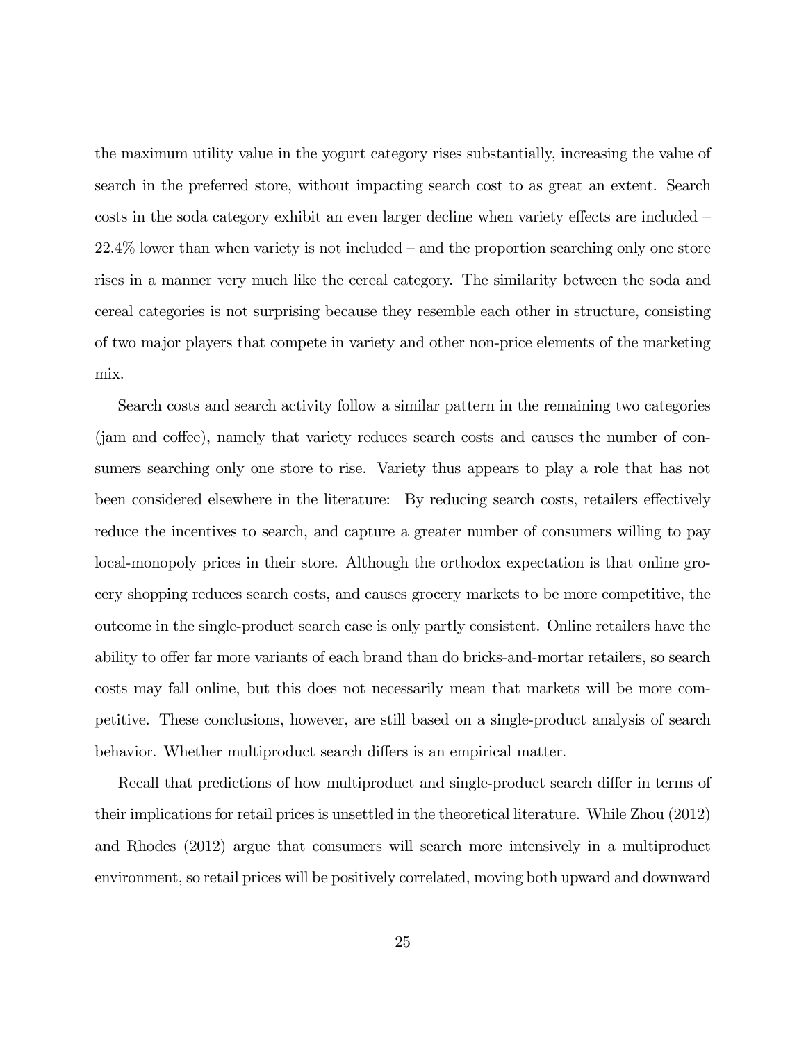the maximum utility value in the yogurt category rises substantially, increasing the value of search in the preferred store, without impacting search cost to as great an extent. Search costs in the soda category exhibit an even larger decline when variety effects are included – 22.4% lower than when variety is not included – and the proportion searching only one store rises in a manner very much like the cereal category. The similarity between the soda and cereal categories is not surprising because they resemble each other in structure, consisting of two major players that compete in variety and other non-price elements of the marketing mix.

Search costs and search activity follow a similar pattern in the remaining two categories (jam and coffee), namely that variety reduces search costs and causes the number of consumers searching only one store to rise. Variety thus appears to play a role that has not been considered elsewhere in the literature: By reducing search costs, retailers effectively reduce the incentives to search, and capture a greater number of consumers willing to pay local-monopoly prices in their store. Although the orthodox expectation is that online grocery shopping reduces search costs, and causes grocery markets to be more competitive, the outcome in the single-product search case is only partly consistent. Online retailers have the ability to offer far more variants of each brand than do bricks-and-mortar retailers, so search costs may fall online, but this does not necessarily mean that markets will be more competitive. These conclusions, however, are still based on a single-product analysis of search behavior. Whether multiproduct search differs is an empirical matter.

Recall that predictions of how multiproduct and single-product search differ in terms of their implications for retail prices is unsettled in the theoretical literature. While Zhou (2012) and Rhodes (2012) argue that consumers will search more intensively in a multiproduct environment, so retail prices will be positively correlated, moving both upward and downward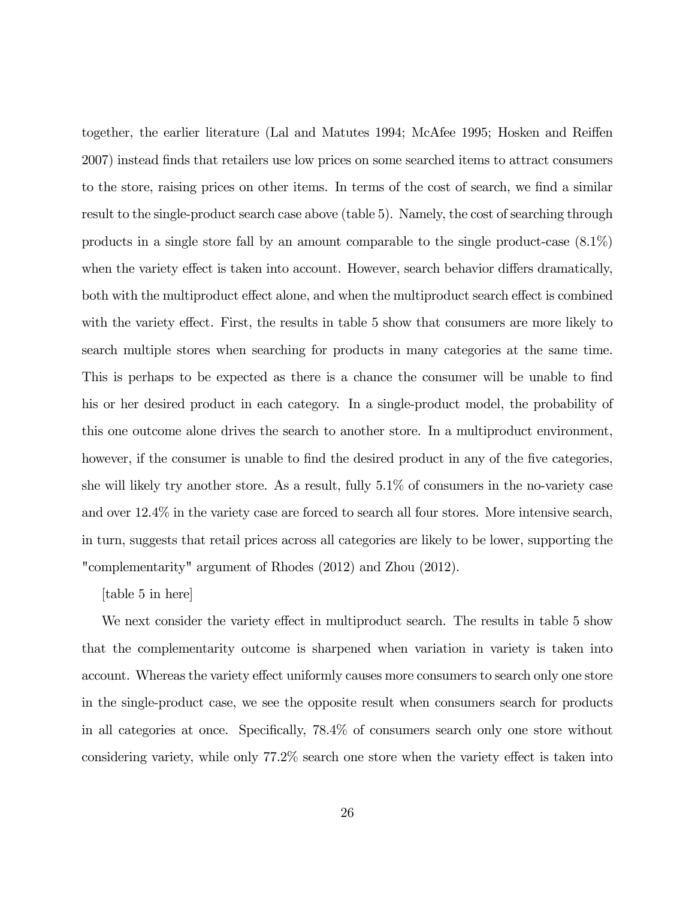together, the earlier literature (Lal and Matutes 1994; McAfee 1995; Hosken and Reiffen 2007) instead finds that retailers use low prices on some searched items to attract consumers to the store, raising prices on other items. In terms of the cost of search, we find a similar result to the single-product search case above (table 5). Namely, the cost of searching through products in a single store fall by an amount comparable to the single product-case (8.1%) when the variety effect is taken into account. However, search behavior differs dramatically, both with the multiproduct effect alone, and when the multiproduct search effect is combined with the variety effect. First, the results in table 5 show that consumers are more likely to search multiple stores when searching for products in many categories at the same time. This is perhaps to be expected as there is a chance the consumer will be unable to find his or her desired product in each category. In a single-product model, the probability of this one outcome alone drives the search to another store. In a multiproduct environment, however, if the consumer is unable to find the desired product in any of the five categories, she will likely try another store. As a result, fully 5.1% of consumers in the no-variety case and over 12.4% in the variety case are forced to search all four stores. More intensive search, in turn, suggests that retail prices across all categories are likely to be lower, supporting the "complementarity" argument of Rhodes (2012) and Zhou (2012).

[table 5 in here]

We next consider the variety effect in multiproduct search. The results in table 5 show that the complementarity outcome is sharpened when variation in variety is taken into account. Whereas the variety effect uniformly causes more consumers to search only one store in the single-product case, we see the opposite result when consumers search for products in all categories at once. Specifically, 78.4% of consumers search only one store without considering variety, while only 77.2% search one store when the variety effect is taken into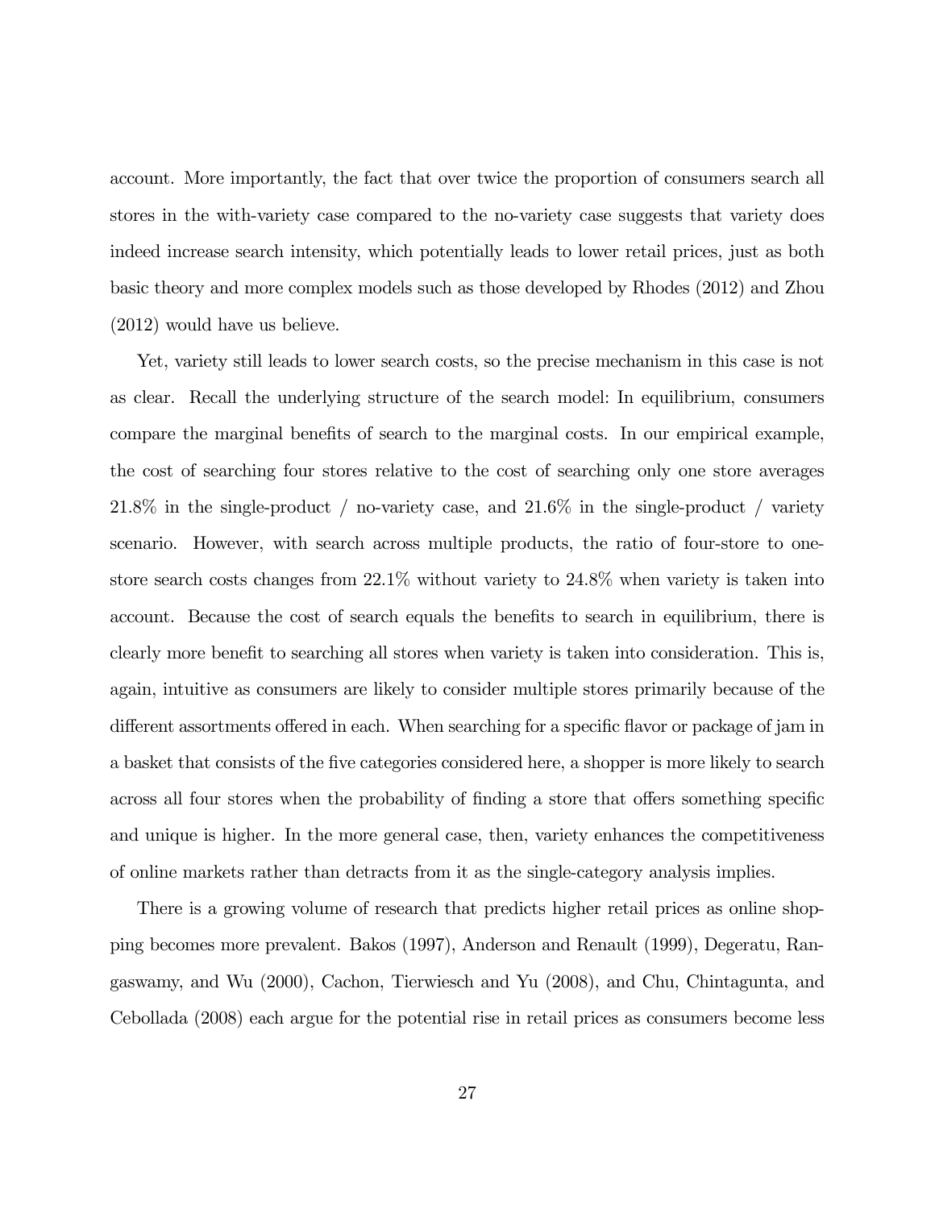account. More importantly, the fact that over twice the proportion of consumers search all stores in the with-variety case compared to the no-variety case suggests that variety does indeed increase search intensity, which potentially leads to lower retail prices, just as both basic theory and more complex models such as those developed by Rhodes (2012) and Zhou (2012) would have us believe.

Yet, variety still leads to lower search costs, so the precise mechanism in this case is not as clear. Recall the underlying structure of the search model: In equilibrium, consumers compare the marginal benefits of search to the marginal costs. In our empirical example, the cost of searching four stores relative to the cost of searching only one store averages 21.8% in the single-product / no-variety case, and 21.6% in the single-product / variety scenario. However, with search across multiple products, the ratio of four-store to one-store search costs changes from 22.1% without variety to 24.8% when variety is taken into account. Because the cost of search equals the benefits to search in equilibrium, there is clearly more benefit to searching all stores when variety is taken into consideration. This is, again, intuitive as consumers are likely to consider multiple stores primarily because of the different assortments offered in each. When searching for a specific flavor or package of jam in a basket that consists of the five categories considered here, a shopper is more likely to search across all four stores when the probability of finding a store that offers something specific and unique is higher. In the more general case, then, variety enhances the competitiveness of online markets rather than detracts from it as the single-category analysis implies.

There is a growing volume of research that predicts higher retail prices as online shopping becomes more prevalent. Bakos (1997), Anderson and Renault (1999), Degeratu, Rangaswamy, and Wu (2000), Cachon, Tierwiesch and Yu (2008), and Chu, Chintagunta, and Cebollada (2008) each argue for the potential rise in retail prices as consumers become less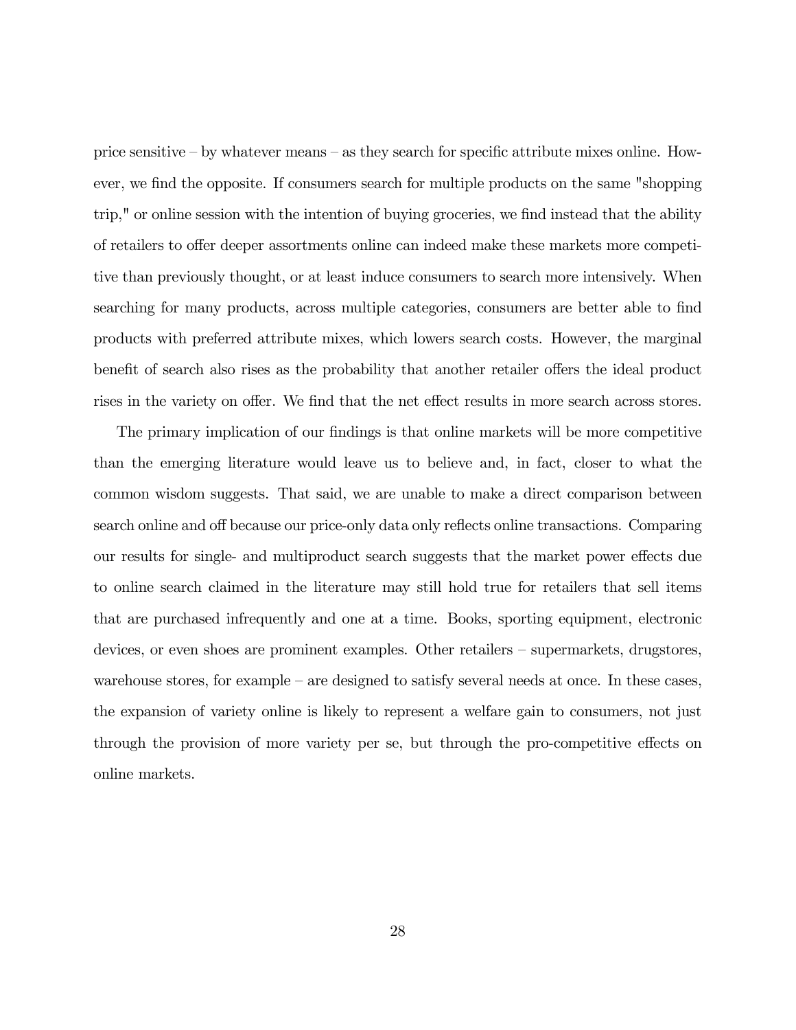price sensitive – by whatever means – as they search for specific attribute mixes online. However, we find the opposite. If consumers search for multiple products on the same "shopping trip," or online session with the intention of buying groceries, we find instead that the ability of retailers to offer deeper assortments online can indeed make these markets more competitive than previously thought, or at least induce consumers to search more intensively. When searching for many products, across multiple categories, consumers are better able to find products with preferred attribute mixes, which lowers search costs. However, the marginal benefit of search also rises as the probability that another retailer offers the ideal product rises in the variety on offer. We find that the net effect results in more search across stores.

The primary implication of our findings is that online markets will be more competitive than the emerging literature would leave us to believe and, in fact, closer to what the common wisdom suggests. That said, we are unable to make a direct comparison between search online and off because our price-only data only reflects online transactions. Comparing our results for single- and multiproduct search suggests that the market power effects due to online search claimed in the literature may still hold true for retailers that sell items that are purchased infrequently and one at a time. Books, sporting equipment, electronic devices, or even shoes are prominent examples. Other retailers – supermarkets, drugstores, warehouse stores, for example – are designed to satisfy several needs at once. In these cases, the expansion of variety online is likely to represent a welfare gain to consumers, not just through the provision of more variety per se, but through the pro-competitive effects on online markets.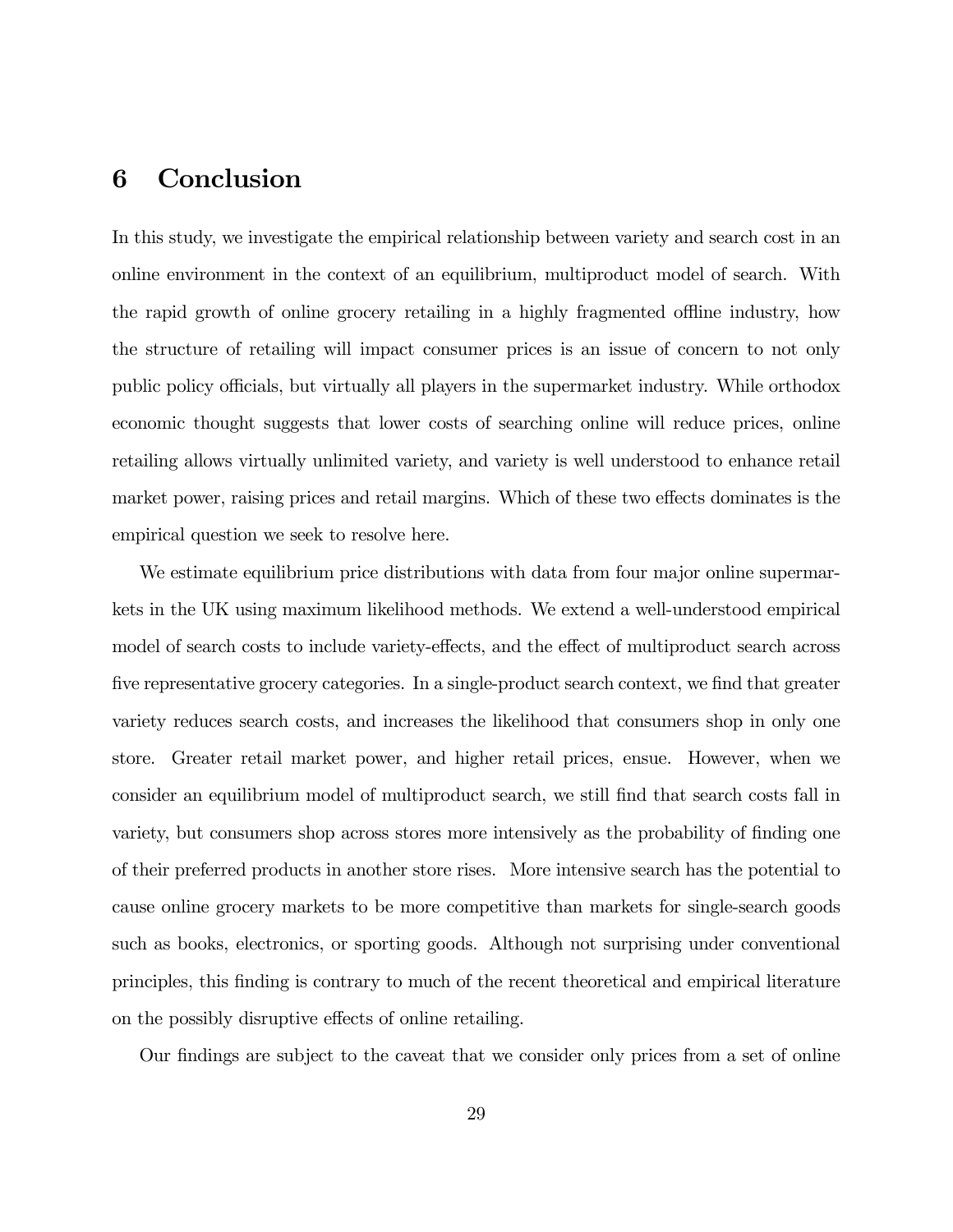# 6 Conclusion

In this study, we investigate the empirical relationship between variety and search cost in an online environment in the context of an equilibrium, multiproduct model of search. With the rapid growth of online grocery retailing in a highly fragmented offline industry, how the structure of retailing will impact consumer prices is an issue of concern to not only public policy officials, but virtually all players in the supermarket industry. While orthodox economic thought suggests that lower costs of searching online will reduce prices, online retailing allows virtually unlimited variety, and variety is well understood to enhance retail market power, raising prices and retail margins. Which of these two effects dominates is the empirical question we seek to resolve here.

We estimate equilibrium price distributions with data from four major online supermarkets in the UK using maximum likelihood methods. We extend a well-understood empirical model of search costs to include variety-effects, and the effect of multiproduct search across five representative grocery categories. In a single-product search context, we find that greater variety reduces search costs, and increases the likelihood that consumers shop in only one store. Greater retail market power, and higher retail prices, ensue. However, when we consider an equilibrium model of multiproduct search, we still find that search costs fall in variety, but consumers shop across stores more intensively as the probability of finding one of their preferred products in another store rises. More intensive search has the potential to cause online grocery markets to be more competitive than markets for single-search goods such as books, electronics, or sporting goods. Although not surprising under conventional principles, this finding is contrary to much of the recent theoretical and empirical literature on the possibly disruptive effects of online retailing.

Our findings are subject to the caveat that we consider only prices from a set of online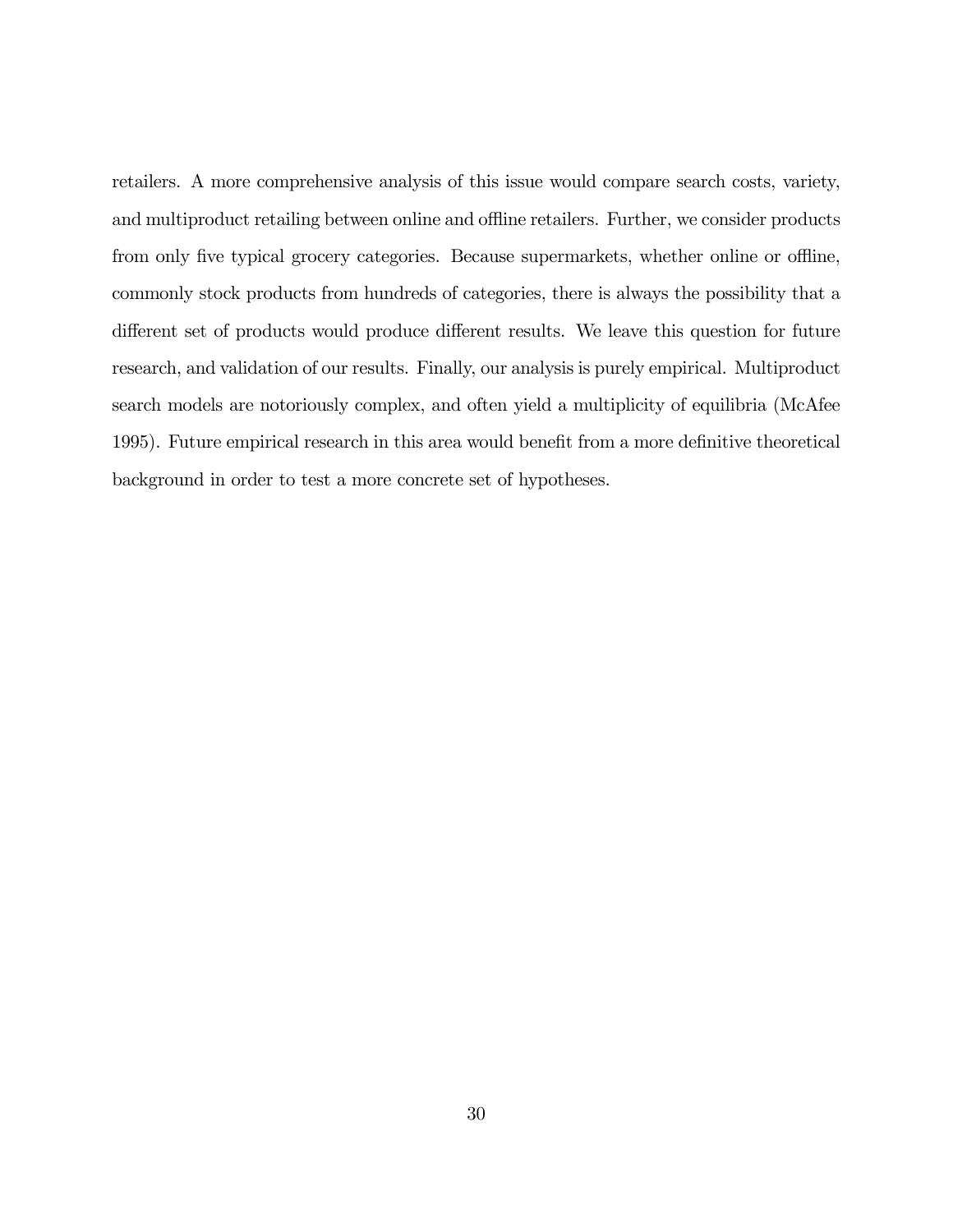retailers. A more comprehensive analysis of this issue would compare search costs, variety, and multiproduct retailing between online and offline retailers. Further, we consider products from only five typical grocery categories. Because supermarkets, whether online or offline, commonly stock products from hundreds of categories, there is always the possibility that a different set of products would produce different results. We leave this question for future research, and validation of our results. Finally, our analysis is purely empirical. Multiproduct search models are notoriously complex, and often yield a multiplicity of equilibria (McAfee 1995). Future empirical research in this area would benefit from a more definitive theoretical background in order to test a more concrete set of hypotheses.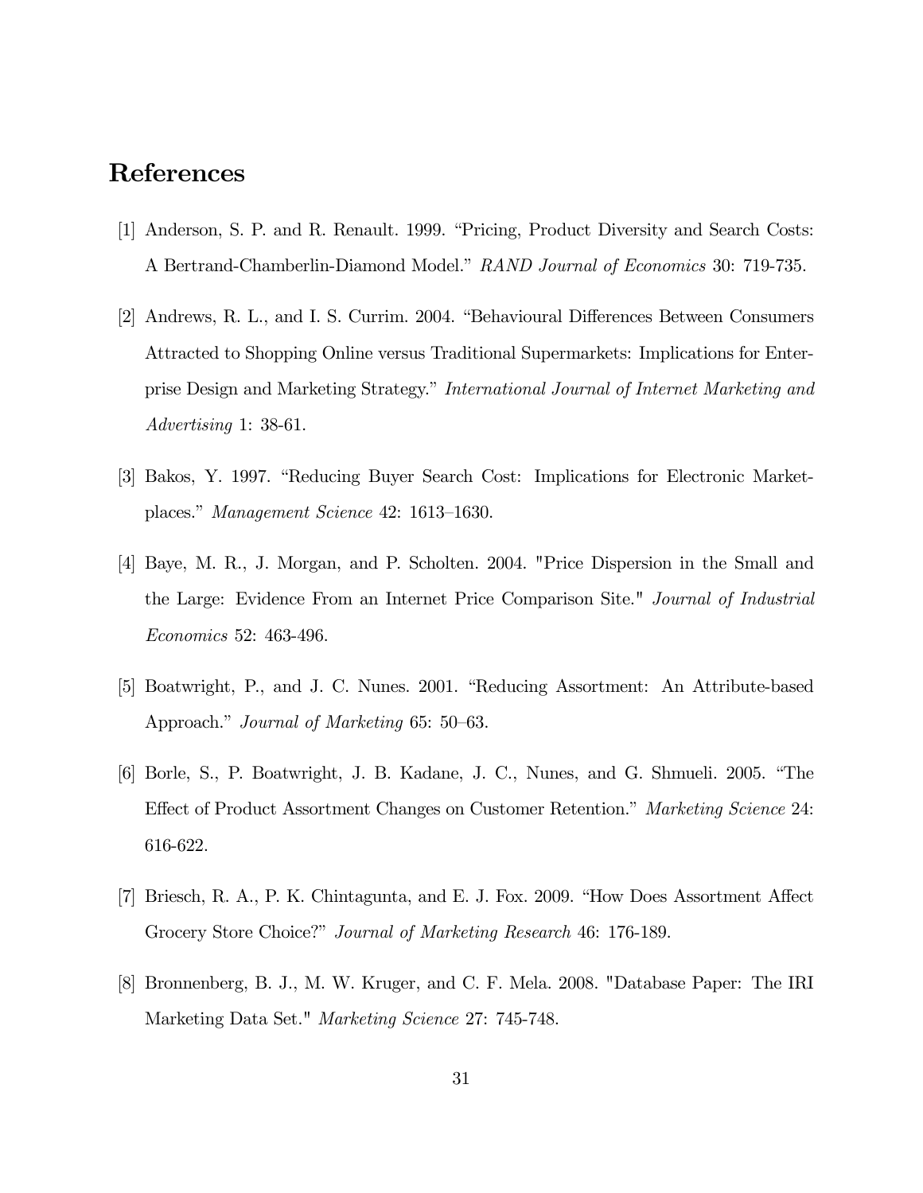## References

[1] Anderson, S. P. and R. Renault. 1999. "Pricing, Product Diversity and Search Costs: A Bertrand-Chamberlin-Diamond Model." *RAND Journal of Economics* 30: 719-735.

[2] Andrews, R. L., and I. S. Currim. 2004. "Behavioural Differences Between Consumers Attracted to Shopping Online versus Traditional Supermarkets: Implications for Enterprise Design and Marketing Strategy." *International Journal of Internet Marketing and Advertising* 1: 38-61.

[3] Bakos, Y. 1997. "Reducing Buyer Search Cost: Implications for Electronic Marketplaces." *Management Science* 42: 1613–1630.

[4] Baye, M. R., J. Morgan, and P. Scholten. 2004. "Price Dispersion in the Small and the Large: Evidence From an Internet Price Comparison Site." *Journal of Industrial Economics* 52: 463-496.

[5] Boatwright, P., and J. C. Nunes. 2001. "Reducing Assortment: An Attribute-based Approach." *Journal of Marketing* 65: 50–63.

[6] Borle, S., P. Boatwright, J. B. Kadane, J. C., Nunes, and G. Shmueli. 2005. "The Effect of Product Assortment Changes on Customer Retention." *Marketing Science* 24: 616-622.

[7] Briesch, R. A., P. K. Chintagunta, and E. J. Fox. 2009. "How Does Assortment Affect Grocery Store Choice?" *Journal of Marketing Research* 46: 176-189.

[8] Bronnenberg, B. J., M. W. Kruger, and C. F. Mela. 2008. "Database Paper: The IRI Marketing Data Set." *Marketing Science* 27: 745-748.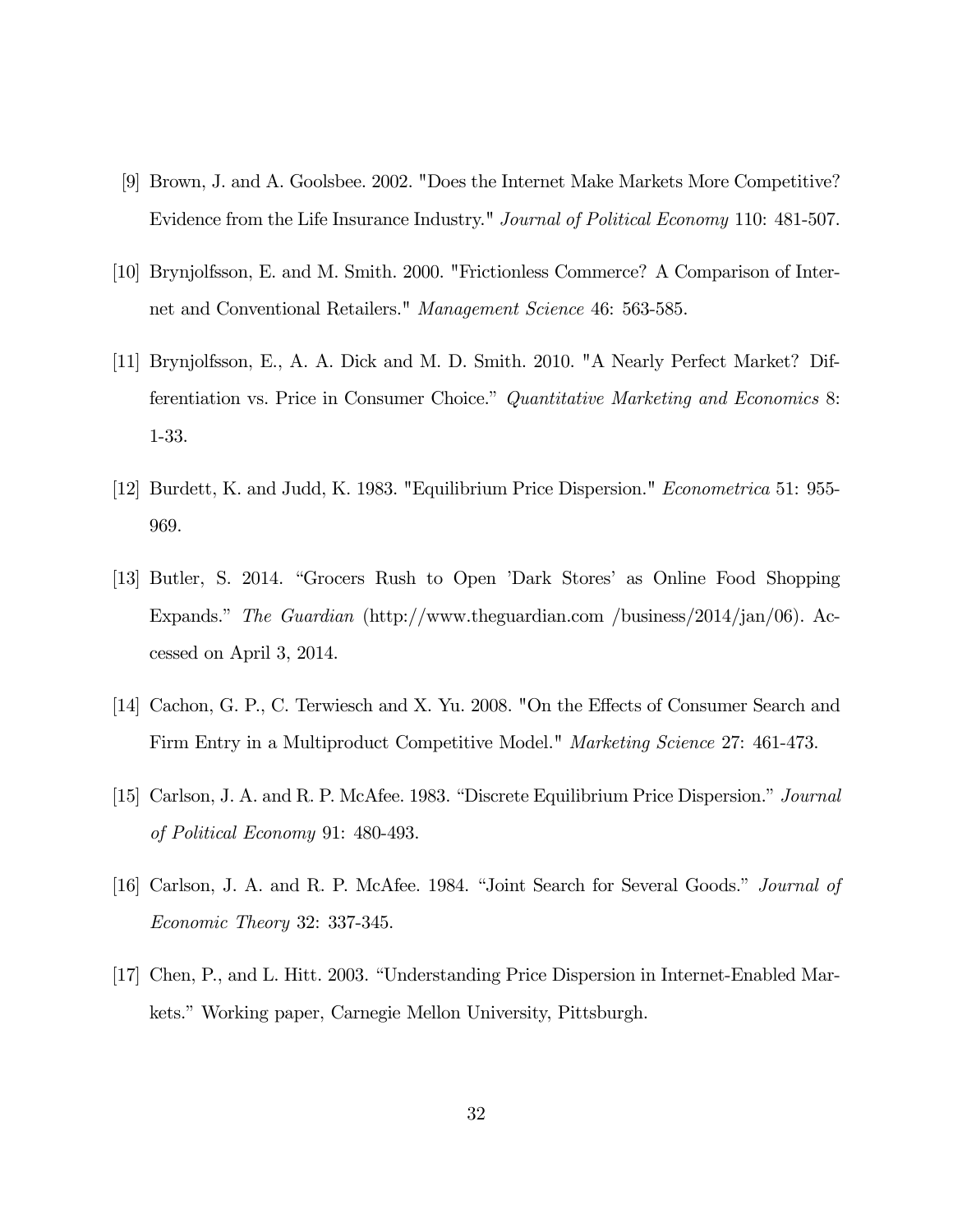[9] Brown, J. and A. Goolsbee. 2002. "Does the Internet Make Markets More Competitive? Evidence from the Life Insurance Industry." *Journal of Political Economy* 110: 481-507.

[10] Brynjolfsson, E. and M. Smith. 2000. "Frictionless Commerce? A Comparison of Internet and Conventional Retailers." *Management Science* 46: 563-585.

[11] Brynjolfsson, E., A. A. Dick and M. D. Smith. 2010. "A Nearly Perfect Market? Differentiation vs. Price in Consumer Choice." *Quantitative Marketing and Economics* 8: 1-33.

[12] Burdett, K. and Judd, K. 1983. "Equilibrium Price Dispersion." *Econometrica* 51: 955-969.

[13] Butler, S. 2014. "Grocers Rush to Open 'Dark Stores' as Online Food Shopping Expands." *The Guardian* (http://www.theguardian.com /business/2014/jan/06). Accessed on April 3, 2014.

[14] Cachon, G. P., C. Terwiesch and X. Yu. 2008. "On the Effects of Consumer Search and Firm Entry in a Multiproduct Competitive Model." *Marketing Science* 27: 461-473.

[15] Carlson, J. A. and R. P. McAfee. 1983. "Discrete Equilibrium Price Dispersion." *Journal of Political Economy* 91: 480-493.

[16] Carlson, J. A. and R. P. McAfee. 1984. "Joint Search for Several Goods." *Journal of Economic Theory* 32: 337-345.

[17] Chen, P., and L. Hitt. 2003. "Understanding Price Dispersion in Internet-Enabled Markets." Working paper, Carnegie Mellon University, Pittsburgh.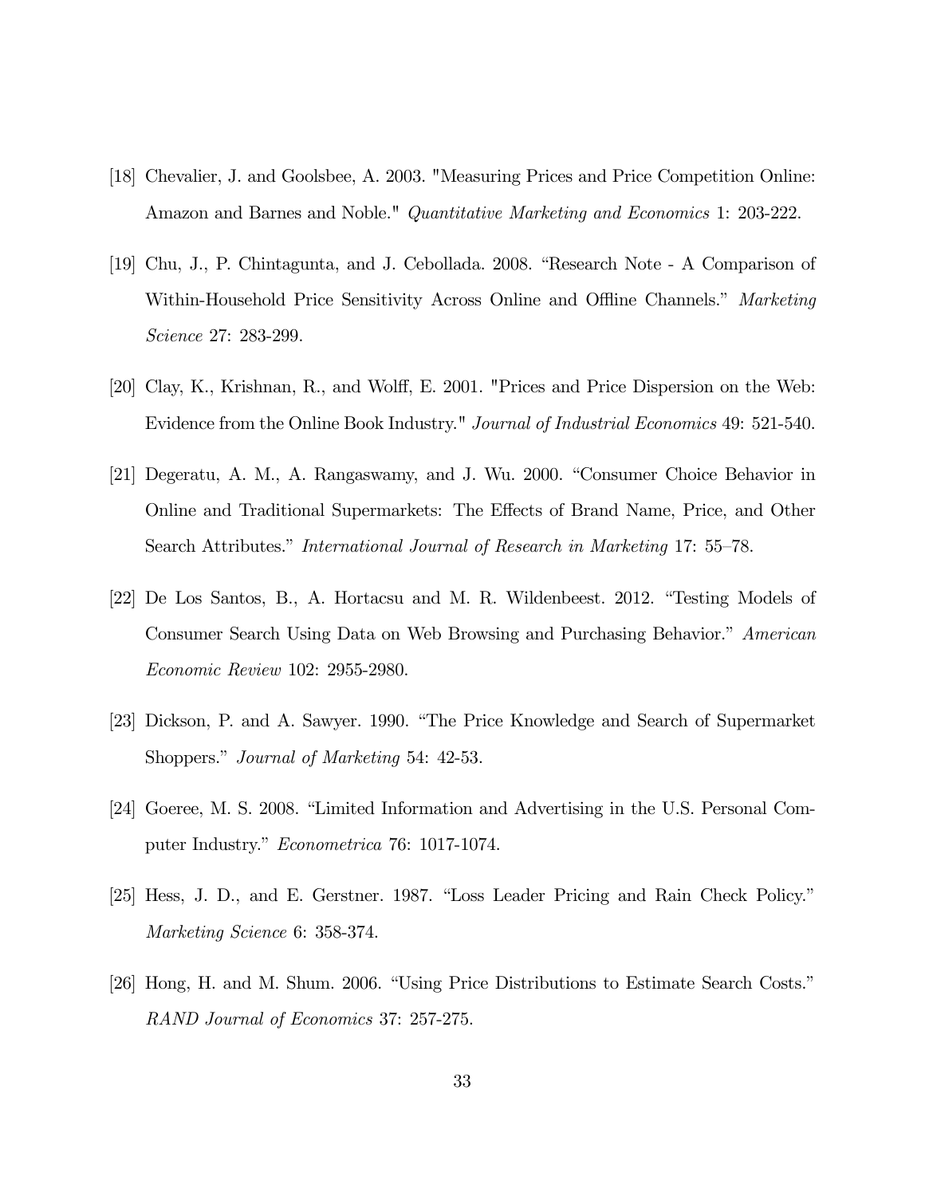[18] Chevalier, J. and Goolsbee, A. 2003. "Measuring Prices and Price Competition Online: Amazon and Barnes and Noble." *Quantitative Marketing and Economics* 1: 203-222.

[19] Chu, J., P. Chintagunta, and J. Cebollada. 2008. "Research Note - A Comparison of Within-Household Price Sensitivity Across Online and Offline Channels." *Marketing Science* 27: 283-299.

[20] Clay, K., Krishnan, R., and Wolff, E. 2001. "Prices and Price Dispersion on the Web: Evidence from the Online Book Industry." *Journal of Industrial Economics* 49: 521-540.

[21] Degeratu, A. M., A. Rangaswamy, and J. Wu. 2000. "Consumer Choice Behavior in Online and Traditional Supermarkets: The Effects of Brand Name, Price, and Other Search Attributes." *International Journal of Research in Marketing* 17: 55–78.

[22] De Los Santos, B., A. Hortacsu and M. R. Wildenbeest. 2012. "Testing Models of Consumer Search Using Data on Web Browsing and Purchasing Behavior." *American Economic Review* 102: 2955-2980.

[23] Dickson, P. and A. Sawyer. 1990. "The Price Knowledge and Search of Supermarket Shoppers." *Journal of Marketing* 54: 42-53.

[24] Goeree, M. S. 2008. "Limited Information and Advertising in the U.S. Personal Computer Industry." *Econometrica* 76: 1017-1074.

[25] Hess, J. D., and E. Gerstner. 1987. "Loss Leader Pricing and Rain Check Policy." *Marketing Science* 6: 358-374.

[26] Hong, H. and M. Shum. 2006. "Using Price Distributions to Estimate Search Costs." *RAND Journal of Economics* 37: 257-275.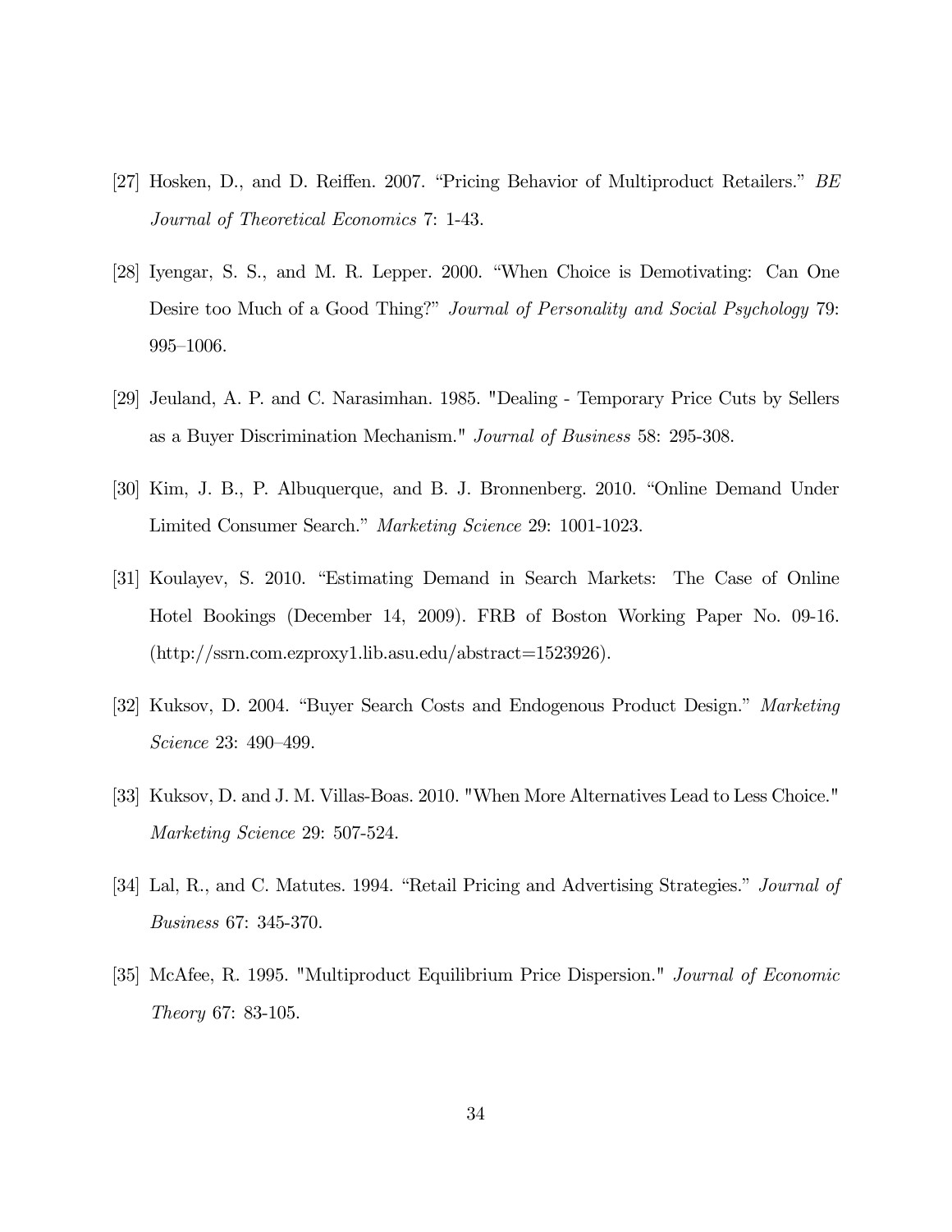[27] Hosken, D., and D. Reiffen. 2007. "Pricing Behavior of Multiproduct Retailers." *BE Journal of Theoretical Economics* 7: 1-43.

[28] Iyengar, S. S., and M. R. Lepper. 2000. "When Choice is Demotivating: Can One Desire too Much of a Good Thing?" *Journal of Personality and Social Psychology* 79: 995–1006.

[29] Jeuland, A. P. and C. Narasimhan. 1985. "Dealing - Temporary Price Cuts by Sellers as a Buyer Discrimination Mechanism." *Journal of Business* 58: 295-308.

[30] Kim, J. B., P. Albuquerque, and B. J. Bronnenberg. 2010. "Online Demand Under Limited Consumer Search." *Marketing Science* 29: 1001-1023.

[31] Koulayev, S. 2010. "Estimating Demand in Search Markets: The Case of Online Hotel Bookings (December 14, 2009). FRB of Boston Working Paper No. 09-16. (http://ssrn.com.ezproxy1.lib.asu.edu/abstract=1523926).

[32] Kuksov, D. 2004. "Buyer Search Costs and Endogenous Product Design." *Marketing Science* 23: 490–499.

[33] Kuksov, D. and J. M. Villas-Boas. 2010. "When More Alternatives Lead to Less Choice." *Marketing Science* 29: 507-524.

[34] Lal, R., and C. Matutes. 1994. "Retail Pricing and Advertising Strategies." *Journal of Business* 67: 345-370.

[35] McAfee, R. 1995. "Multiproduct Equilibrium Price Dispersion." *Journal of Economic Theory* 67: 83-105.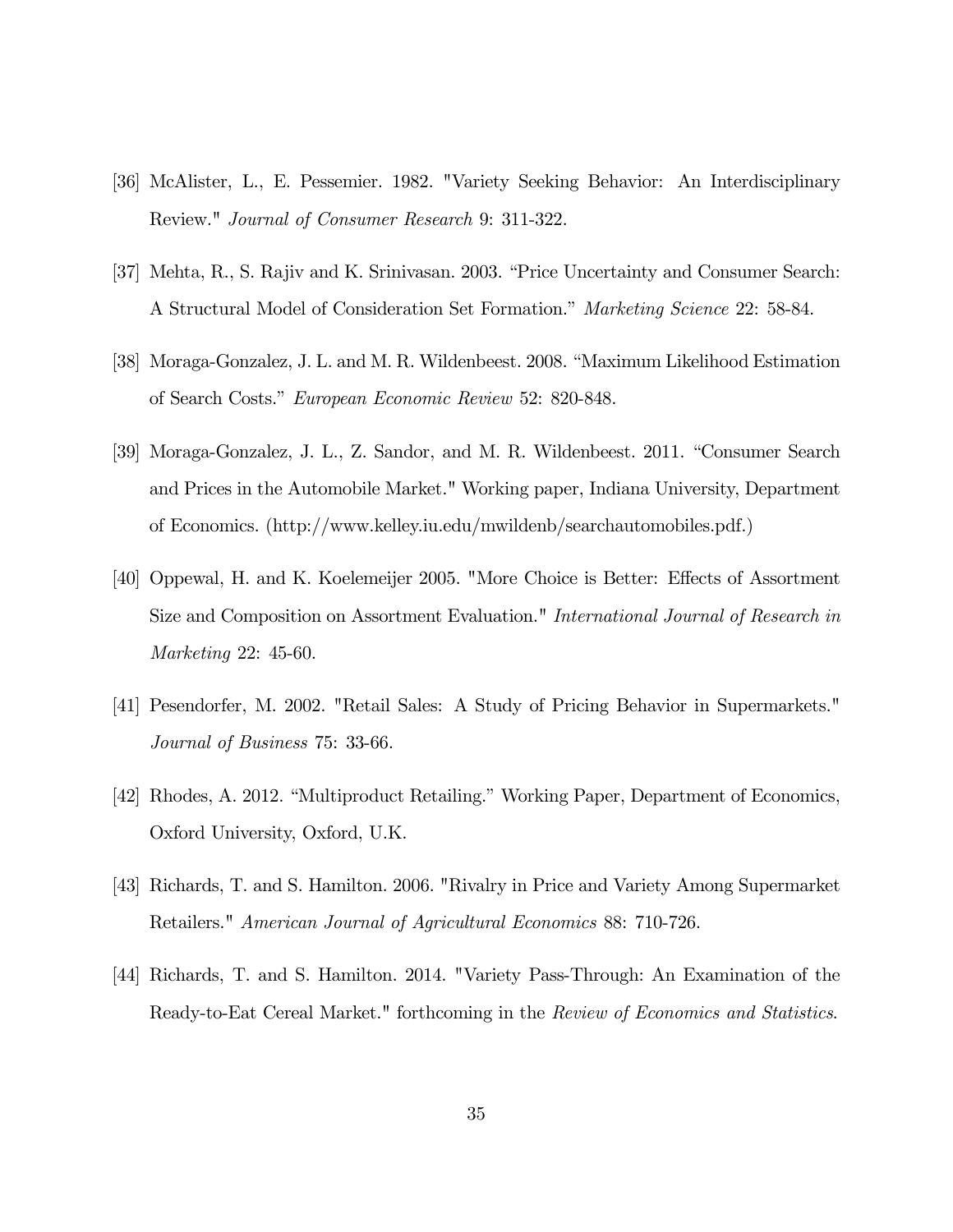[36] McAlister, L., E. Pessemier. 1982. "Variety Seeking Behavior: An Interdisciplinary Review." *Journal of Consumer Research* 9: 311-322.

[37] Mehta, R., S. Rajiv and K. Srinivasan. 2003. "Price Uncertainty and Consumer Search: A Structural Model of Consideration Set Formation." *Marketing Science* 22: 58-84.

[38] Moraga-Gonzalez, J. L. and M. R. Wildenbeest. 2008. "Maximum Likelihood Estimation of Search Costs." *European Economic Review* 52: 820-848.

[39] Moraga-Gonzalez, J. L., Z. Sandor, and M. R. Wildenbeest. 2011. "Consumer Search and Prices in the Automobile Market." Working paper, Indiana University, Department of Economics. (http://www.kelley.iu.edu/mwildenb/searchautomobiles.pdf.)

[40] Oppewal, H. and K. Koelemeijer 2005. "More Choice is Better: Effects of Assortment Size and Composition on Assortment Evaluation." *International Journal of Research in Marketing* 22: 45-60.

[41] Pesendorfer, M. 2002. "Retail Sales: A Study of Pricing Behavior in Supermarkets." *Journal of Business* 75: 33-66.

[42] Rhodes, A. 2012. "Multiproduct Retailing." Working Paper, Department of Economics, Oxford University, Oxford, U.K.

[43] Richards, T. and S. Hamilton. 2006. "Rivalry in Price and Variety Among Supermarket Retailers." *American Journal of Agricultural Economics* 88: 710-726.

[44] Richards, T. and S. Hamilton. 2014. "Variety Pass-Through: An Examination of the Ready-to-Eat Cereal Market." forthcoming in the *Review of Economics and Statistics*.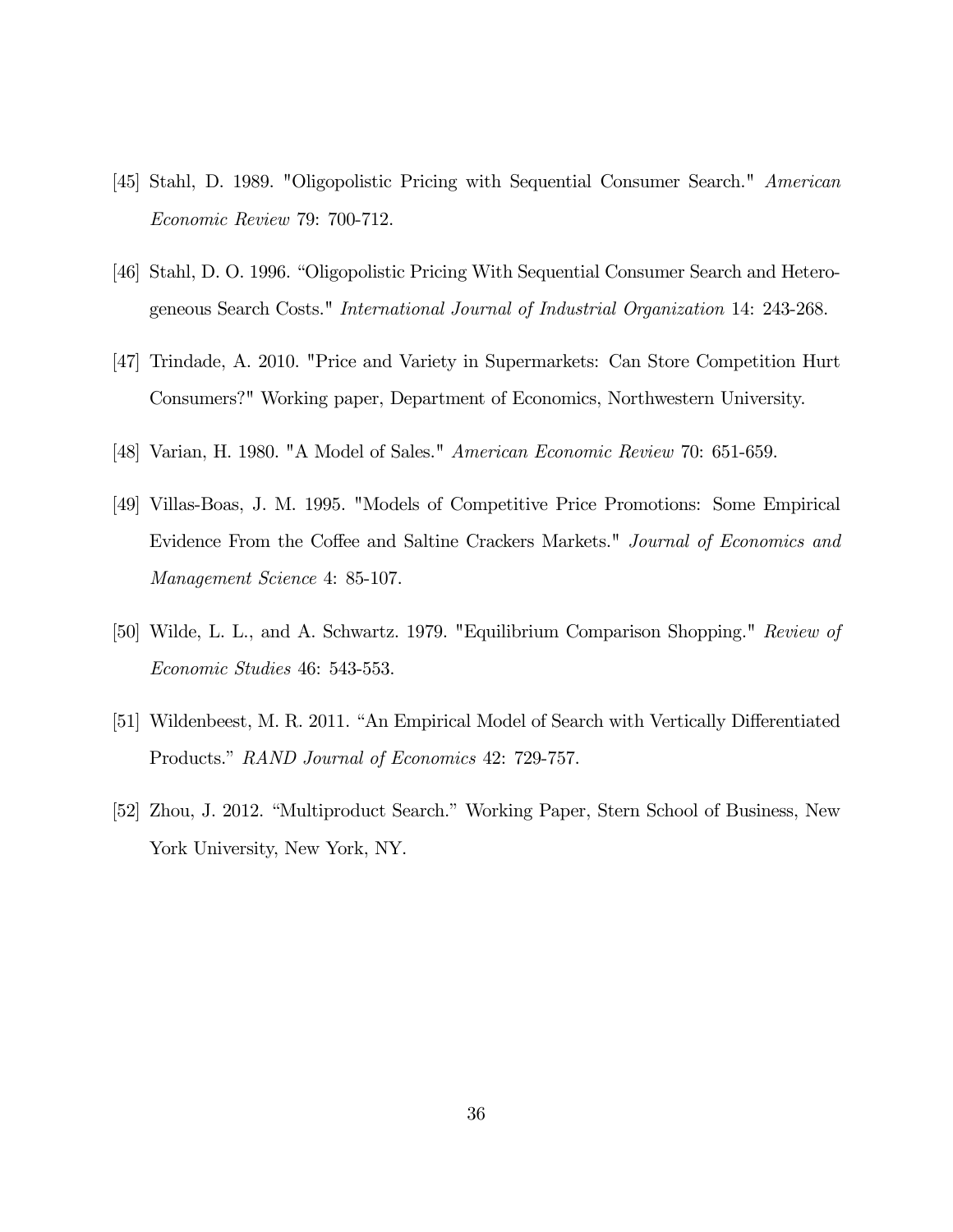[45] Stahl, D. 1989. "Oligopolistic Pricing with Sequential Consumer Search." *American Economic Review* 79: 700-712.

[46] Stahl, D. O. 1996. "Oligopolistic Pricing With Sequential Consumer Search and Heterogeneous Search Costs." *International Journal of Industrial Organization* 14: 243-268.

[47] Trindade, A. 2010. "Price and Variety in Supermarkets: Can Store Competition Hurt Consumers?" Working paper, Department of Economics, Northwestern University.

[48] Varian, H. 1980. "A Model of Sales." *American Economic Review* 70: 651-659.

[49] Villas-Boas, J. M. 1995. "Models of Competitive Price Promotions: Some Empirical Evidence From the Coffee and Saltine Crackers Markets." *Journal of Economics and Management Science* 4: 85-107.

[50] Wilde, L. L., and A. Schwartz. 1979. "Equilibrium Comparison Shopping." *Review of Economic Studies* 46: 543-553.

[51] Wildenbeest, M. R. 2011. "An Empirical Model of Search with Vertically Differentiated Products." *RAND Journal of Economics* 42: 729-757.

[52] Zhou, J. 2012. "Multiproduct Search." Working Paper, Stern School of Business, New York University, New York, NY.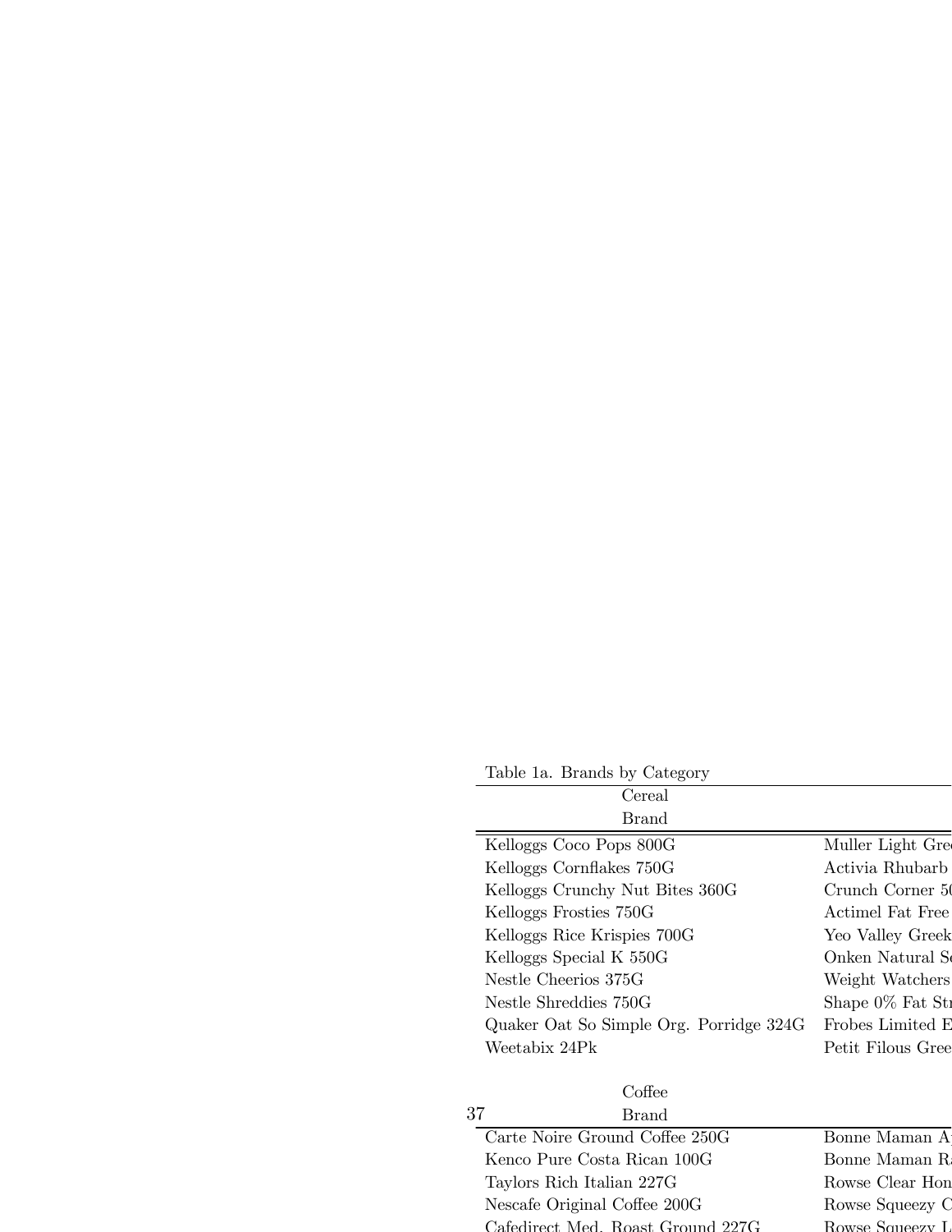Table 1a. Brands by Category

| Cereal | |
|---|---|
| Brand | |
| Kelloggs Coco Pops 800G | Muller Light Gre |
| Kelloggs Cornflakes 750G | Activia Rhubarb |
| Kelloggs Crunchy Nut Bites 360G | Crunch Corner 5 |
| Kelloggs Frosties 750G | Actimel Fat Free |
| Kelloggs Rice Krispies 700G | Yeo Valley Greek |
| Kelloggs Special K 550G | Onken Natural S |
| Nestle Cheerios 375G | Weight Watchers |
| Nestle Shreddies 750G | Shape 0% Fat St |
| Quaker Oat So Simple Org. Porridge 324G | Frobes Limited E |
| Weetabix 24Pk | Petit Filous Gree |

| Coffee | |
|---|---|
| Brand | |
| Carte Noire Ground Coffee 250G | Bonne Maman A |
| Kenco Pure Costa Rican 100G | Bonne Maman R |
| Taylors Rich Italian 227G | Rowse Clear Hon |
| Nescafe Original Coffee 200G | Rowse Squeezy C |
| Cafedirect Med. Roast Ground 227G | Rowse Squeezy L |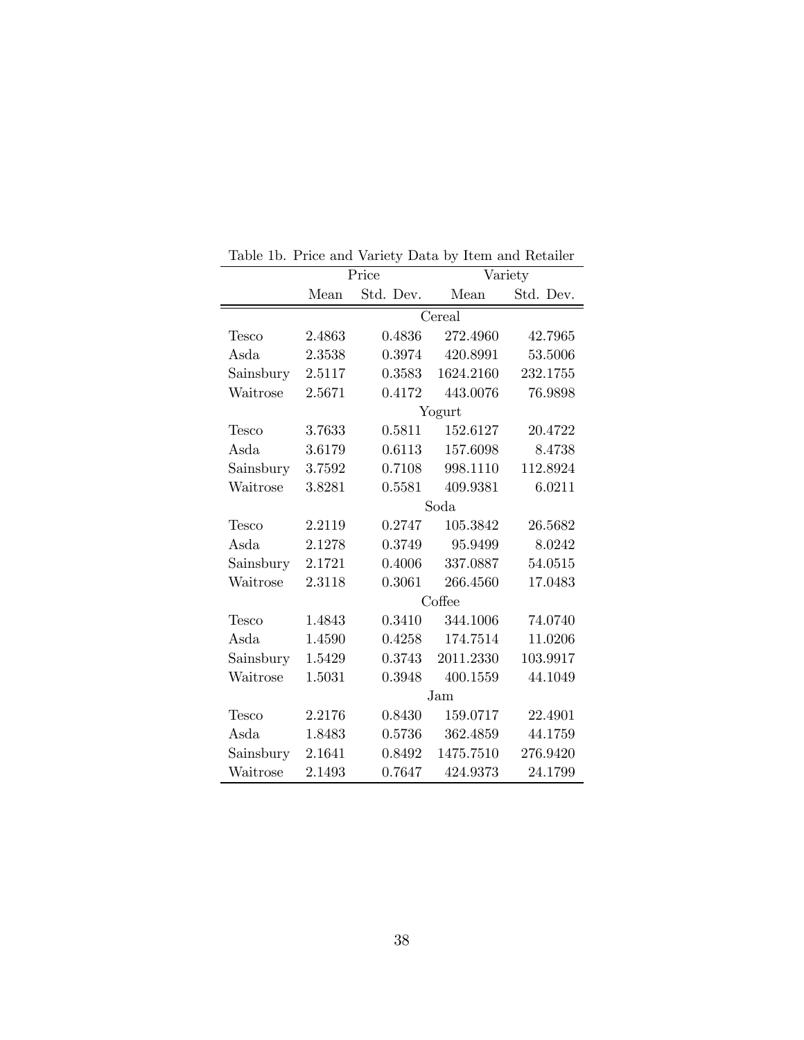Table 1b. Price and Variety Data by Item and Retailer

| | Price | | Variety | |
|---|---|---|---|---|
| | Mean | Std. Dev. | Mean | Std. Dev. |
| | | Cereal | | |
| Tesco | 2.4863 | 0.4836 | 272.4960 | 42.7965 |
| Asda | 2.3538 | 0.3974 | 420.8991 | 53.5006 |
| Sainsbury | 2.5117 | 0.3583 | 1624.2160 | 232.1755 |
| Waitrose | 2.5671 | 0.4172 | 443.0076 | 76.9898 |
| | | Yogurt | | |
| Tesco | 3.7633 | 0.5811 | 152.6127 | 20.4722 |
| Asda | 3.6179 | 0.6113 | 157.6098 | 8.4738 |
| Sainsbury | 3.7592 | 0.7108 | 998.1110 | 112.8924 |
| Waitrose | 3.8281 | 0.5581 | 409.9381 | 6.0211 |
| | | Soda | | |
| Tesco | 2.2119 | 0.2747 | 105.3842 | 26.5682 |
| Asda | 2.1278 | 0.3749 | 95.9499 | 8.0242 |
| Sainsbury | 2.1721 | 0.4006 | 337.0887 | 54.0515 |
| Waitrose | 2.3118 | 0.3061 | 266.4560 | 17.0483 |
| | | Coffee | | |
| Tesco | 1.4843 | 0.3410 | 344.1006 | 74.0740 |
| Asda | 1.4590 | 0.4258 | 174.7514 | 11.0206 |
| Sainsbury | 1.5429 | 0.3743 | 2011.2330 | 103.9917 |
| Waitrose | 1.5031 | 0.3948 | 400.1559 | 44.1049 |
| | | Jam | | |
| Tesco | 2.2176 | 0.8430 | 159.0717 | 22.4901 |
| Asda | 1.8483 | 0.5736 | 362.4859 | 44.1759 |
| Sainsbury | 2.1641 | 0.8492 | 1475.7510 | 276.9420 |
| Waitrose | 2.1493 | 0.7647 | 424.9373 | 24.1799 |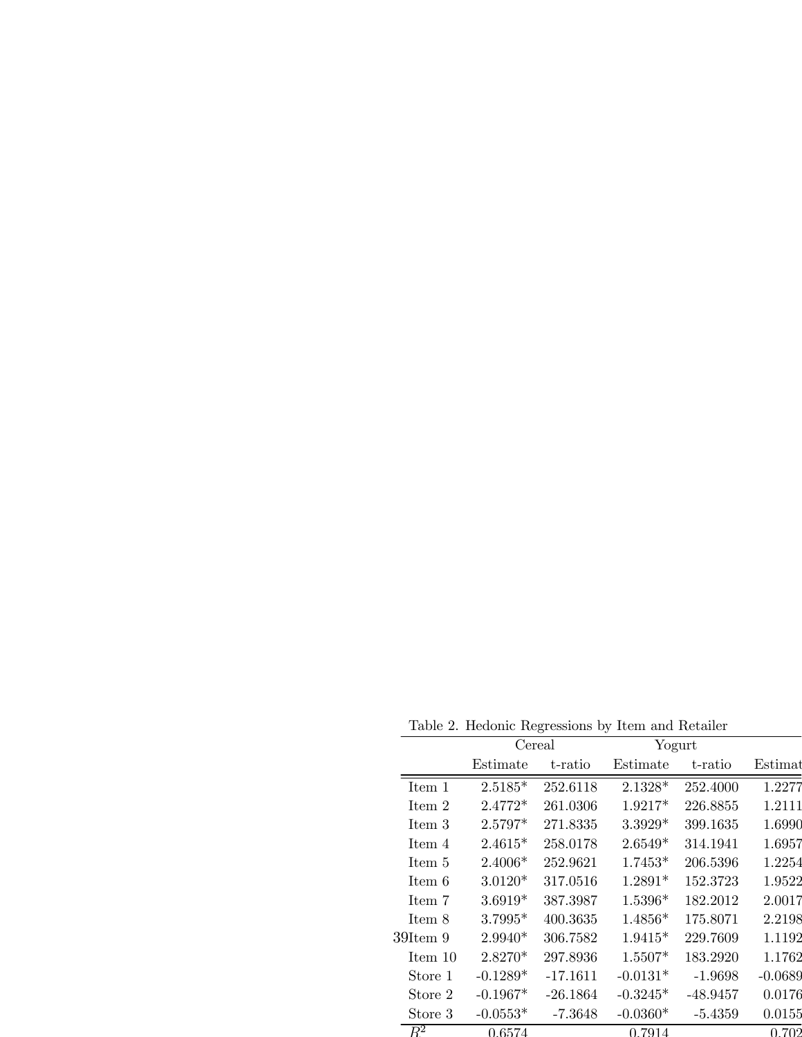Table 2. Hedonic Regressions by Item and Retailer

| | Cereal | | Yogurt | | |
|---|---|---|---|---|---|
| | Estimate | t-ratio | Estimate | t-ratio | Estimat |
| Item 1 | 2.5185* | 252.6118 | 2.1328* | 252.4000 | 1.2277 |
| Item 2 | 2.4772* | 261.0306 | 1.9217* | 226.8855 | 1.2111 |
| Item 3 | 2.5797* | 271.8335 | 3.3929* | 399.1635 | 1.6990 |
| Item 4 | 2.4615* | 258.0178 | 2.6549* | 314.1941 | 1.6957 |
| Item 5 | 2.4006* | 252.9621 | 1.7453* | 206.5396 | 1.2254 |
| Item 6 | 3.0120* | 317.0516 | 1.2891* | 152.3723 | 1.9522 |
| Item 7 | 3.6919* | 387.3987 | 1.5396* | 182.2012 | 2.0017 |
| Item 8 | 3.7995* | 400.3635 | 1.4856* | 175.8071 | 2.2198 |
| Item 9 | 2.9940* | 306.7582 | 1.9415* | 229.7609 | 1.1192 |
| Item 10 | 2.8270* | 297.8936 | 1.5507* | 183.2920 | 1.1762 |
| Store 1 | -0.1289* | -17.1611 | -0.0131* | -1.9698 | -0.0689 |
| Store 2 | -0.1967* | -26.1864 | -0.3245* | -48.9457 | 0.0176 |
| Store 3 | -0.0553* | -7.3648 | -0.0360* | -5.4359 | 0.0155 |
| $R^2$ | 0.6574 | | 0.7914 | | 0.702 |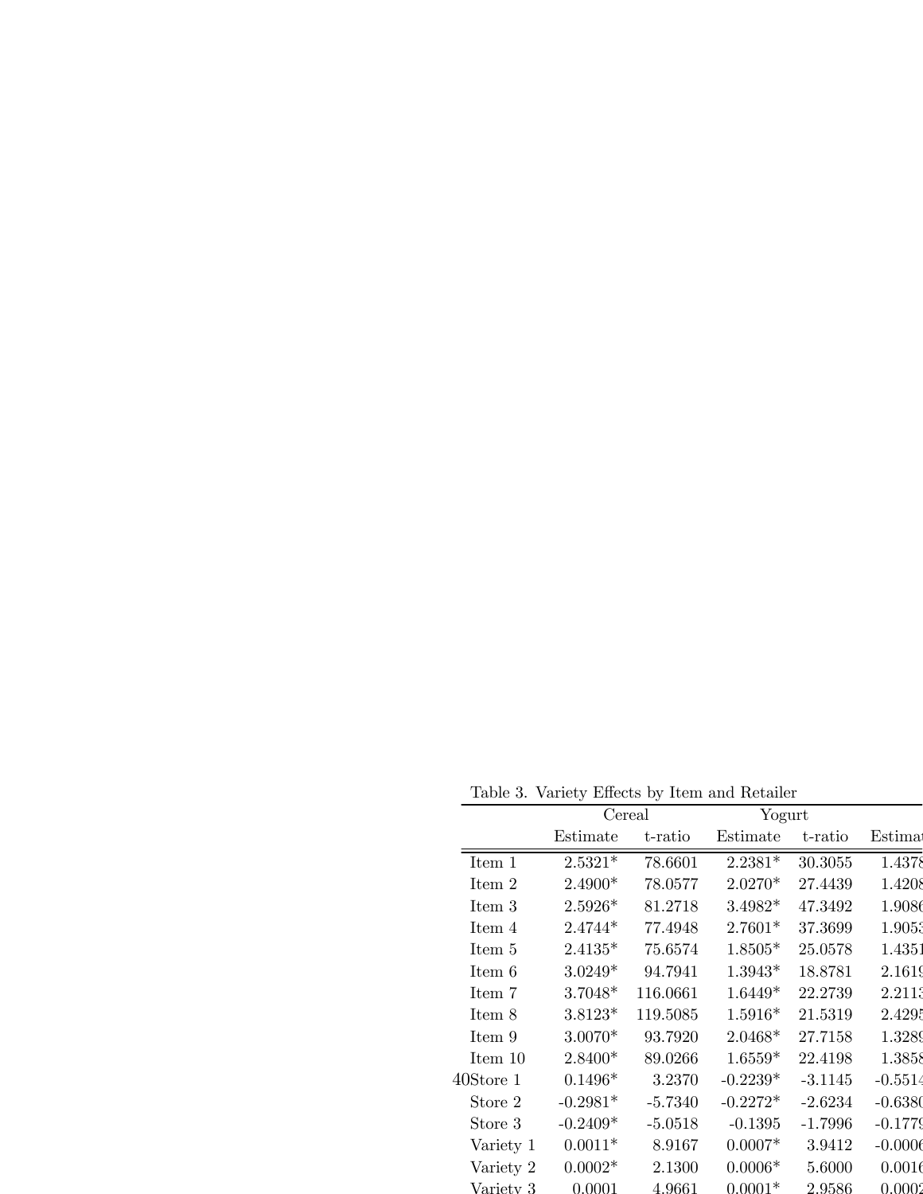Table 3. Variety Effects by Item and Retailer

| | Cereal | | Yogurt | | |
|---|---|---|---|---|---|
| | Estimate | t-ratio | Estimate | t-ratio | Estimat |
| Item 1 | 2.5321* | 78.6601 | 2.2381* | 30.3055 | 1.4378 |
| Item 2 | 2.4900* | 78.0577 | 2.0270* | 27.4439 | 1.4208 |
| Item 3 | 2.5926* | 81.2718 | 3.4982* | 47.3492 | 1.9086 |
| Item 4 | 2.4744* | 77.4948 | 2.7601* | 37.3699 | 1.9053 |
| Item 5 | 2.4135* | 75.6574 | 1.8505* | 25.0578 | 1.4351 |
| Item 6 | 3.0249* | 94.7941 | 1.3943* | 18.8781 | 2.1619 |
| Item 7 | 3.7048* | 116.0661 | 1.6449* | 22.2739 | 2.2113 |
| Item 8 | 3.8123* | 119.5085 | 1.5916* | 21.5319 | 2.4295 |
| Item 9 | 3.0070* | 93.7920 | 2.0468* | 27.7158 | 1.3289 |
| Item 10 | 2.8400* | 89.0266 | 1.6559* | 22.4198 | 1.3858 |
| Store 1 | 0.1496* | 3.2370 | -0.2239* | -3.1145 | -0.5514 |
| Store 2 | -0.2981* | -5.7340 | -0.2272* | -2.6234 | -0.6380 |
| Store 3 | -0.2409* | -5.0518 | -0.1395 | -1.7996 | -0.1779 |
| Variety 1 | 0.0011* | 8.9167 | 0.0007* | 3.9412 | -0.0006 |
| Variety 2 | 0.0002* | 2.1300 | 0.0006* | 5.6000 | 0.0016 |
| Variety 3 | 0.0001 | 4.9661 | 0.0001* | 2.9586 | 0.0002 |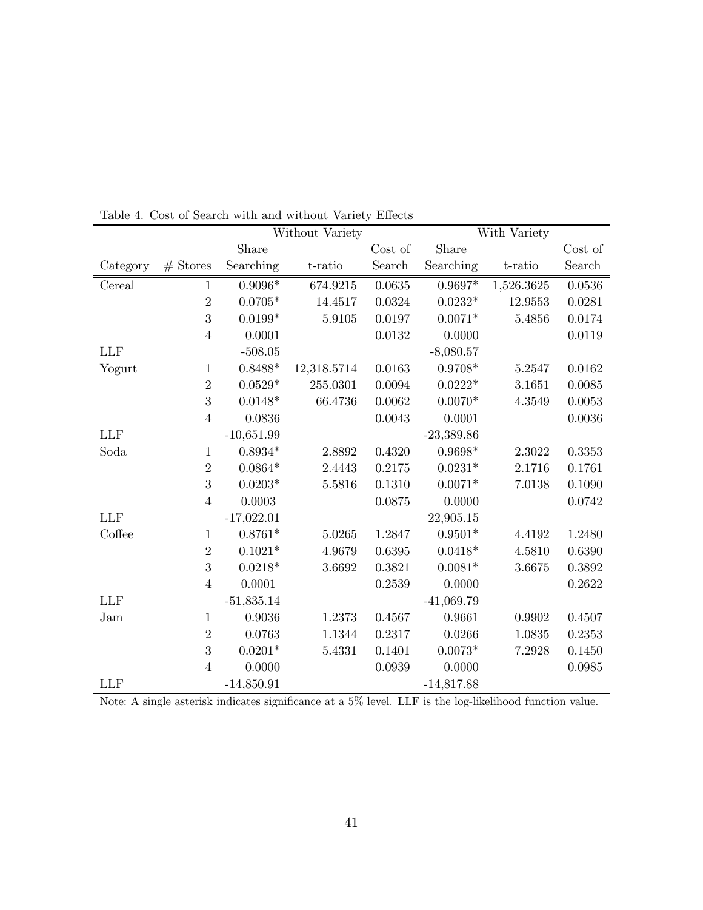Table 4. Cost of Search with and without Variety Effects

| | | Without Variety | | | With Variety | | |
|---|---|---|---|---|---|---|---|
| Category | # Stores | Share Searching | t-ratio | Cost of Search | Share Searching | t-ratio | Cost of Search |
| Cereal | 1 | 0.9096* | 674.9215 | 0.0635 | 0.9697* | 1,526.3625 | 0.0536 |
| | 2 | 0.0705* | 14.4517 | 0.0324 | 0.0232* | 12.9553 | 0.0281 |
| | 3 | 0.0199* | 5.9105 | 0.0197 | 0.0071* | 5.4856 | 0.0174 |
| | 4 | 0.0001 | | 0.0132 | 0.0000 | | 0.0119 |
| LLF | | -508.05 | | | -8,080.57 | | |
| Yogurt | 1 | 0.8488* | 12,318.5714 | 0.0163 | 0.9708* | 5.2547 | 0.0162 |
| | 2 | 0.0529* | 255.0301 | 0.0094 | 0.0222* | 3.1651 | 0.0085 |
| | 3 | 0.0148* | 66.4736 | 0.0062 | 0.0070* | 4.3549 | 0.0053 |
| | 4 | 0.0836 | | 0.0043 | 0.0001 | | 0.0036 |
| LLF | | -10,651.99 | | | -23,389.86 | | |
| Soda | 1 | 0.8934* | 2.8892 | 0.4320 | 0.9698* | 2.3022 | 0.3353 |
| | 2 | 0.0864* | 2.4443 | 0.2175 | 0.0231* | 2.1716 | 0.1761 |
| | 3 | 0.0203* | 5.5816 | 0.1310 | 0.0071* | 7.0138 | 0.1090 |
| | 4 | 0.0003 | | 0.0875 | 0.0000 | | 0.0742 |
| LLF | | -17,022.01 | | | 22,905.15 | | |
| Coffee | 1 | 0.8761* | 5.0265 | 1.2847 | 0.9501* | 4.4192 | 1.2480 |
| | 2 | 0.1021* | 4.9679 | 0.6395 | 0.0418* | 4.5810 | 0.6390 |
| | 3 | 0.0218* | 3.6692 | 0.3821 | 0.0081* | 3.6675 | 0.3892 |
| | 4 | 0.0001 | | 0.2539 | 0.0000 | | 0.2622 |
| LLF | | -51,835.14 | | | -41,069.79 | | |
| Jam | 1 | 0.9036 | 1.2373 | 0.4567 | 0.9661 | 0.9902 | 0.4507 |
| | 2 | 0.0763 | 1.1344 | 0.2317 | 0.0266 | 1.0835 | 0.2353 |
| | 3 | 0.0201* | 5.4331 | 0.1401 | 0.0073* | 7.2928 | 0.1450 |
| | 4 | 0.0000 | | 0.0939 | 0.0000 | | 0.0985 |
| LLF | | -14,850.91 | | | -14,817.88 | | |

Note: A single asterisk indicates significance at a 5% level. LLF is the log-likelihood function value.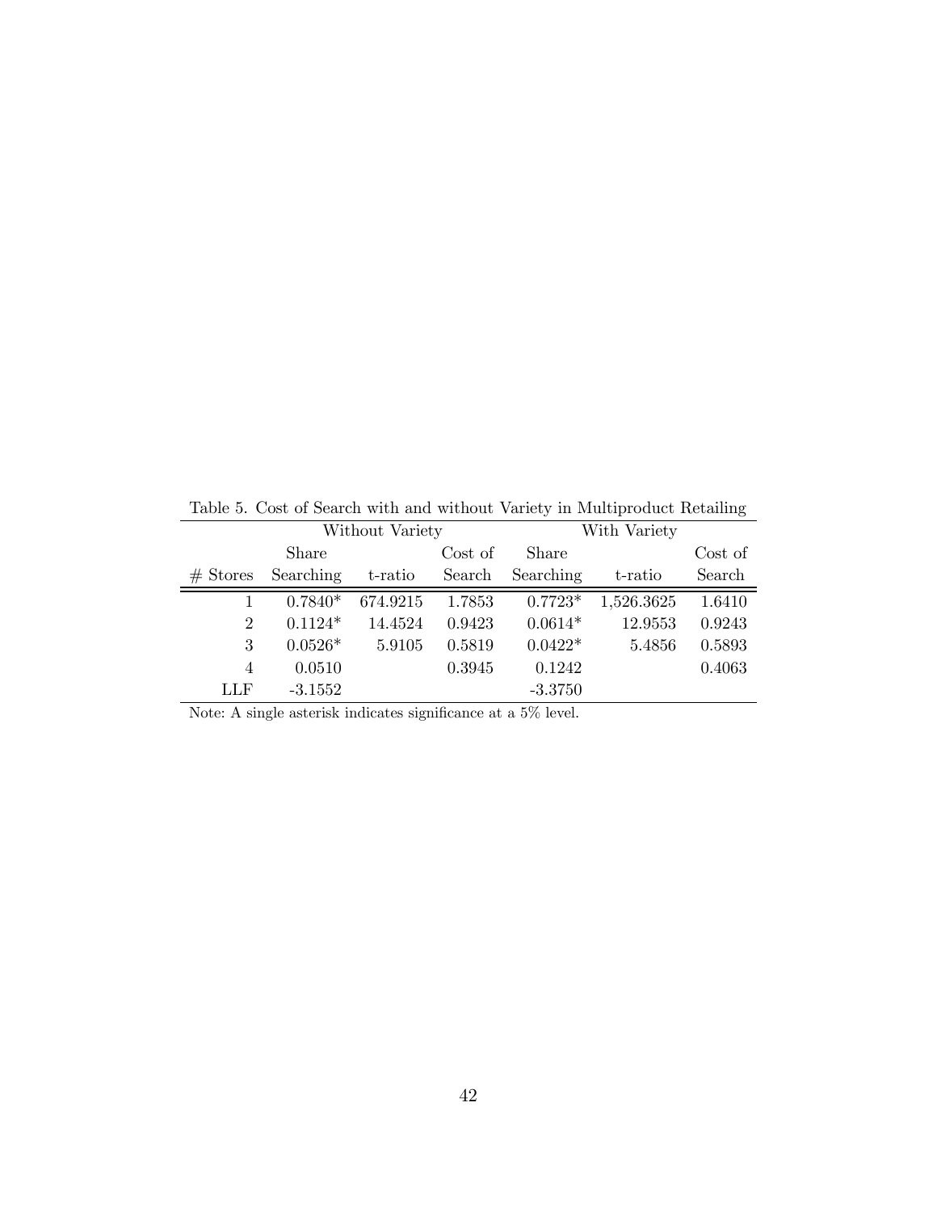Table 5. Cost of Search with and without Variety in Multiproduct Retailing

| | Without Variety | | | With Variety | | |
|---|---|---|---|---|---|---|
| | Share | | Cost of | Share | | Cost of |
| # Stores | Searching | t-ratio | Search | Searching | t-ratio | Search |
| 1 | 0.7840* | 674.9215 | 1.7853 | 0.7723* | 1,526.3625 | 1.6410 |
| 2 | 0.1124* | 14.4524 | 0.9423 | 0.0614* | 12.9553 | 0.9243 |
| 3 | 0.0526* | 5.9105 | 0.5819 | 0.0422* | 5.4856 | 0.5893 |
| 4 | 0.0510 | | 0.3945 | 0.1242 | | 0.4063 |
| LLF | -3.1552 | | | -3.3750 | | |

Note: A single asterisk indicates significance at a 5% level.